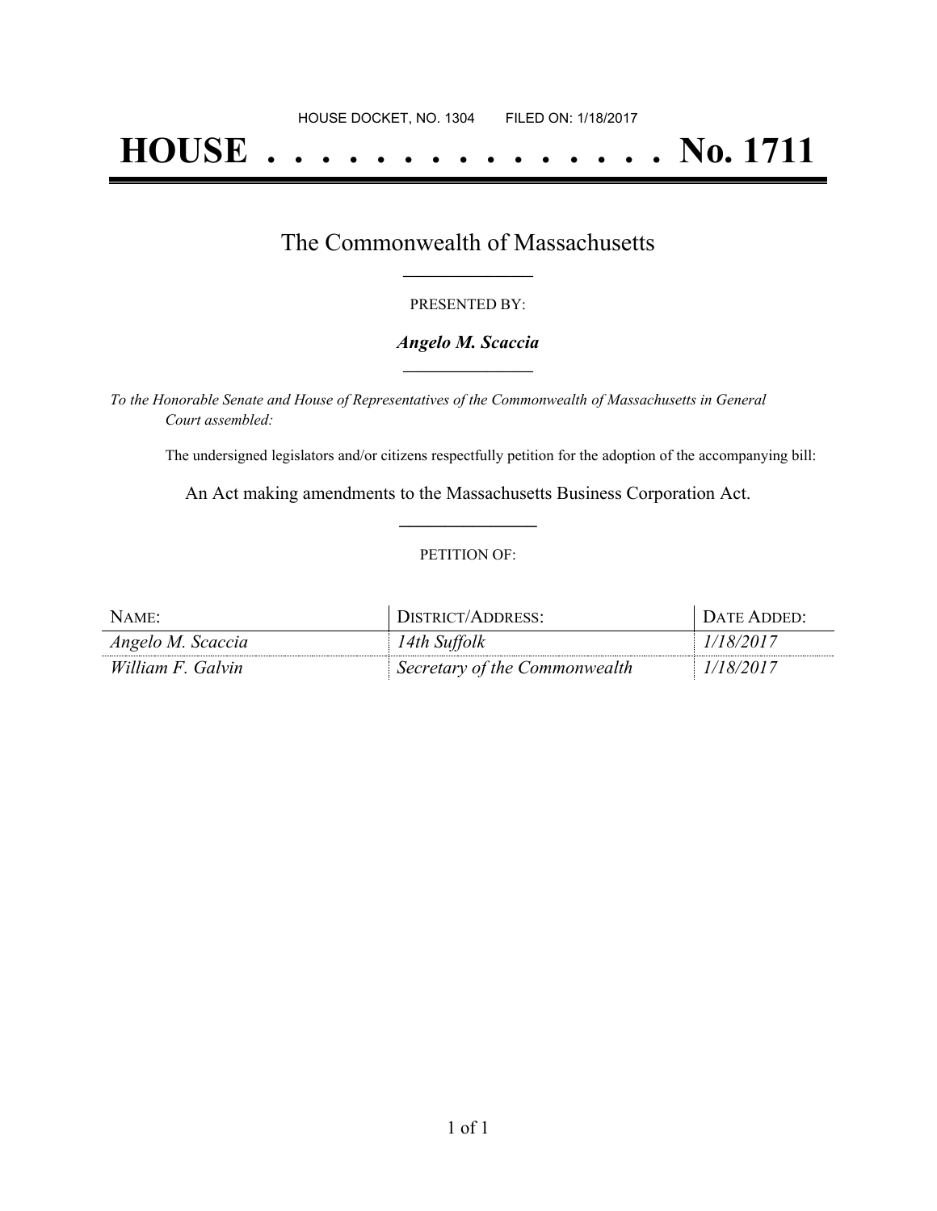HOUSE DOCKET, NO. 1304 FILED ON: 1/18/2017

# HOUSE . . . . . . . . . . . . . . . No. 1711

## The Commonwealth of Massachusetts

PRESENTED BY:

***Angelo M. Scaccia***

*To the Honorable Senate and House of Representatives of the Commonwealth of Massachusetts in General Court assembled:*

The undersigned legislators and/or citizens respectfully petition for the adoption of the accompanying bill:

An Act making amendments to the Massachusetts Business Corporation Act.

PETITION OF:

| NAME: | DISTRICT/ADDRESS: | DATE ADDED: |
| --- | --- | --- |
| *Angelo M. Scaccia* | *14th Suffolk* | *1/18/2017* |
| *William F. Galvin* | *Secretary of the Commonwealth* | *1/18/2017* |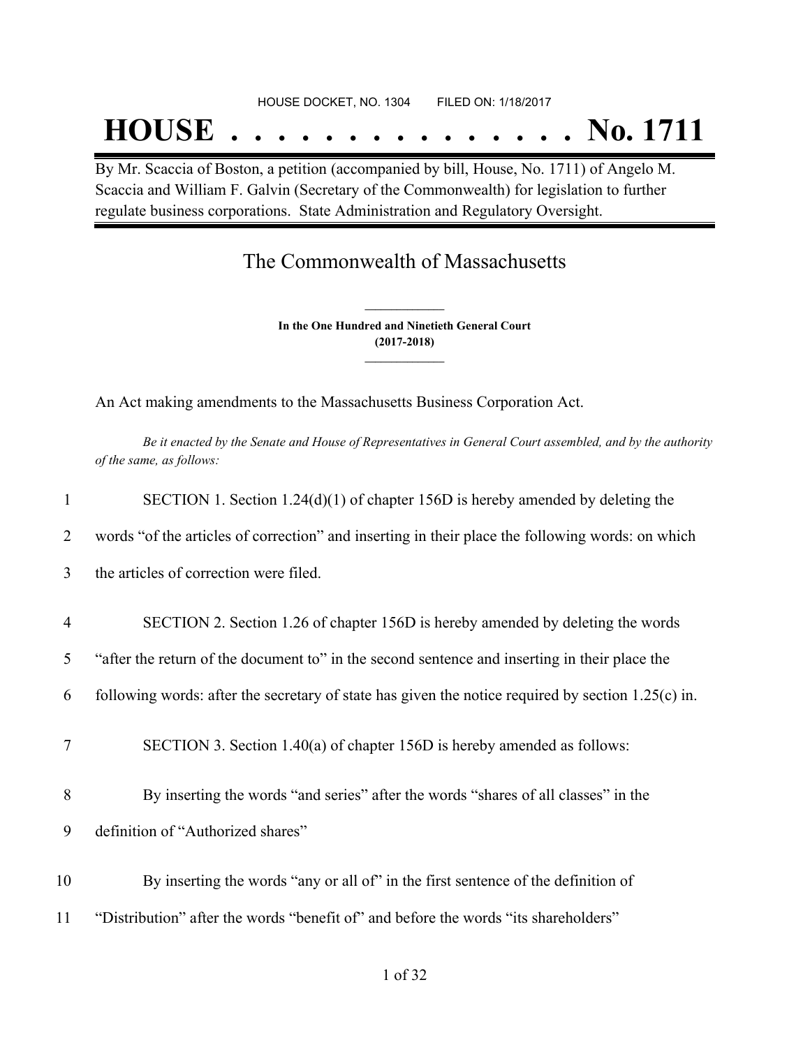HOUSE DOCKET, NO. 1304 FILED ON: 1/18/2017

# HOUSE . . . . . . . . . . . . . . . No. 1711

By Mr. Scaccia of Boston, a petition (accompanied by bill, House, No. 1711) of Angelo M. Scaccia and William F. Galvin (Secretary of the Commonwealth) for legislation to further regulate business corporations. State Administration and Regulatory Oversight.

## The Commonwealth of Massachusetts

**In the One Hundred and Ninetieth General Court**
**(2017-2018)**

An Act making amendments to the Massachusetts Business Corporation Act.

*Be it enacted by the Senate and House of Representatives in General Court assembled, and by the authority of the same, as follows:*

1 SECTION 1. Section 1.24(d)(1) of chapter 156D is hereby amended by deleting the
2 words “of the articles of correction” and inserting in their place the following words: on which
3 the articles of correction were filed.

4 SECTION 2. Section 1.26 of chapter 156D is hereby amended by deleting the words
5 “after the return of the document to” in the second sentence and inserting in their place the
6 following words: after the secretary of state has given the notice required by section 1.25(c) in.

7 SECTION 3. Section 1.40(a) of chapter 156D is hereby amended as follows:

8 By inserting the words “and series” after the words “shares of all classes” in the
9 definition of “Authorized shares”

10 By inserting the words “any or all of” in the first sentence of the definition of
11 “Distribution” after the words “benefit of” and before the words “its shareholders”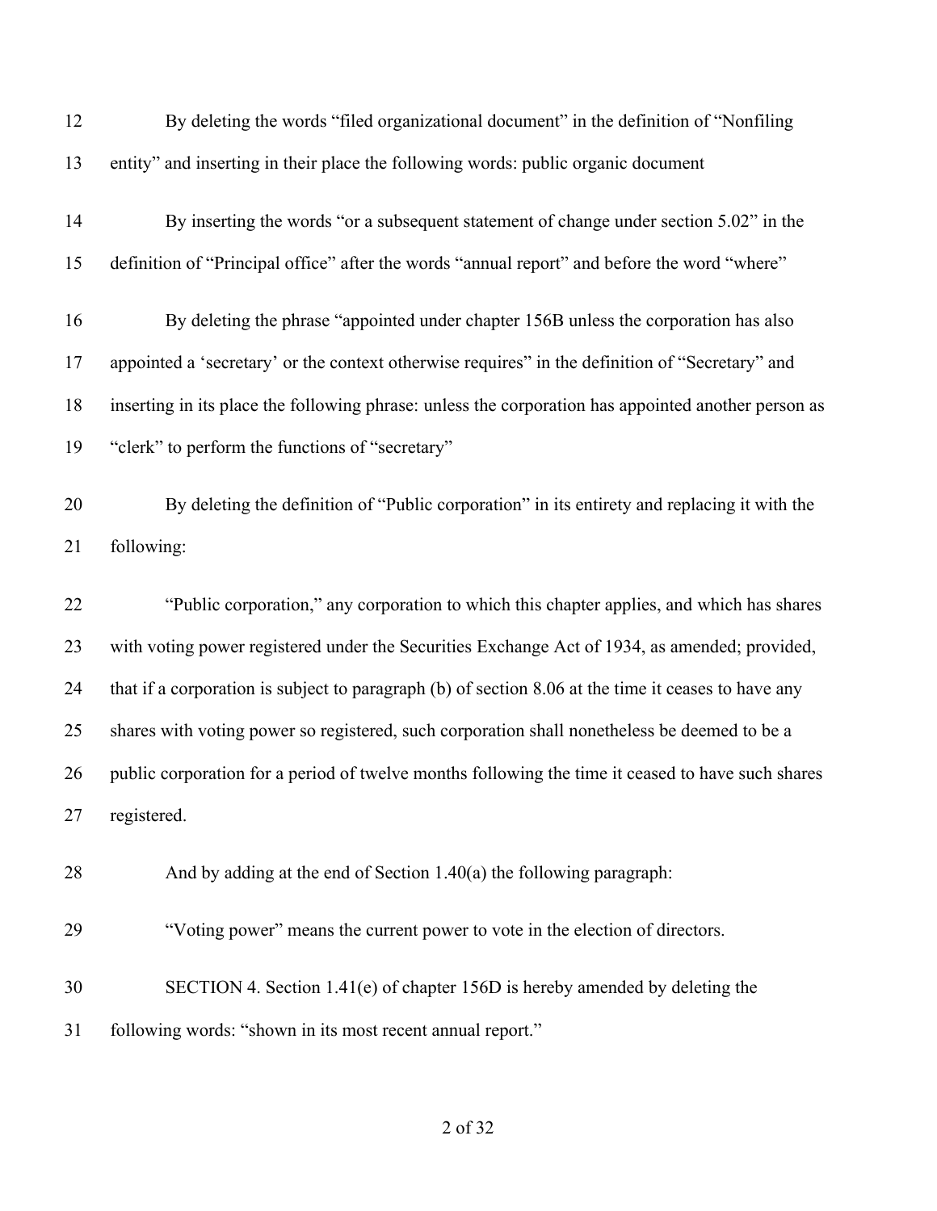By deleting the words "filed organizational document" in the definition of "Nonfiling entity" and inserting in their place the following words: public organic document

By inserting the words "or a subsequent statement of change under section 5.02" in the definition of "Principal office" after the words "annual report" and before the word "where"

By deleting the phrase "appointed under chapter 156B unless the corporation has also appointed a 'secretary' or the context otherwise requires" in the definition of "Secretary" and inserting in its place the following phrase: unless the corporation has appointed another person as "clerk" to perform the functions of "secretary"

By deleting the definition of "Public corporation" in its entirety and replacing it with the following:

"Public corporation," any corporation to which this chapter applies, and which has shares with voting power registered under the Securities Exchange Act of 1934, as amended; provided, that if a corporation is subject to paragraph (b) of section 8.06 at the time it ceases to have any shares with voting power so registered, such corporation shall nonetheless be deemed to be a public corporation for a period of twelve months following the time it ceased to have such shares registered.

And by adding at the end of Section 1.40(a) the following paragraph:

"Voting power" means the current power to vote in the election of directors.

SECTION 4. Section 1.41(e) of chapter 156D is hereby amended by deleting the following words: "shown in its most recent annual report."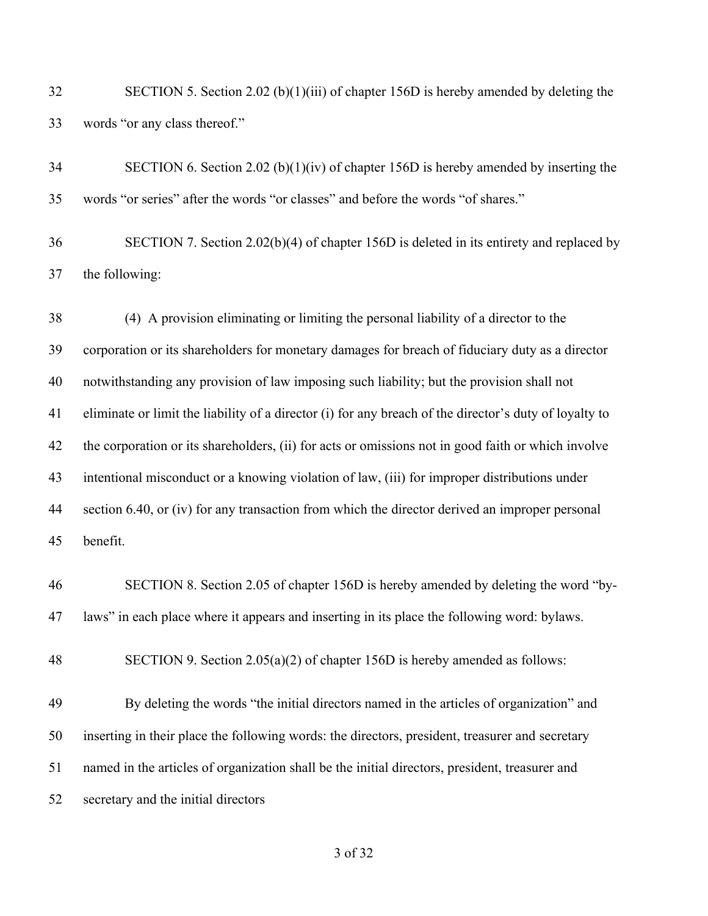SECTION 5. Section 2.02 (b)(1)(iii) of chapter 156D is hereby amended by deleting the words "or any class thereof."

SECTION 6. Section 2.02 (b)(1)(iv) of chapter 156D is hereby amended by inserting the words "or series" after the words "or classes" and before the words "of shares."

SECTION 7. Section 2.02(b)(4) of chapter 156D is deleted in its entirety and replaced by the following:

(4) A provision eliminating or limiting the personal liability of a director to the corporation or its shareholders for monetary damages for breach of fiduciary duty as a director notwithstanding any provision of law imposing such liability; but the provision shall not eliminate or limit the liability of a director (i) for any breach of the director's duty of loyalty to the corporation or its shareholders, (ii) for acts or omissions not in good faith or which involve intentional misconduct or a knowing violation of law, (iii) for improper distributions under section 6.40, or (iv) for any transaction from which the director derived an improper personal benefit.

SECTION 8. Section 2.05 of chapter 156D is hereby amended by deleting the word "by-laws" in each place where it appears and inserting in its place the following word: bylaws.

SECTION 9. Section 2.05(a)(2) of chapter 156D is hereby amended as follows:

By deleting the words "the initial directors named in the articles of organization" and inserting in their place the following words: the directors, president, treasurer and secretary named in the articles of organization shall be the initial directors, president, treasurer and secretary and the initial directors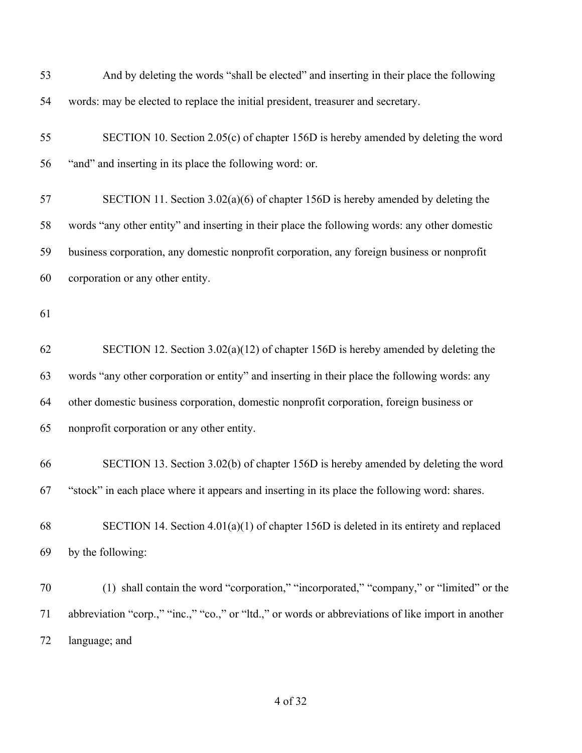And by deleting the words "shall be elected" and inserting in their place the following words: may be elected to replace the initial president, treasurer and secretary.

SECTION 10. Section 2.05(c) of chapter 156D is hereby amended by deleting the word "and" and inserting in its place the following word: or.

SECTION 11. Section 3.02(a)(6) of chapter 156D is hereby amended by deleting the words "any other entity" and inserting in their place the following words: any other domestic business corporation, any domestic nonprofit corporation, any foreign business or nonprofit corporation or any other entity.

SECTION 12. Section 3.02(a)(12) of chapter 156D is hereby amended by deleting the words "any other corporation or entity" and inserting in their place the following words: any other domestic business corporation, domestic nonprofit corporation, foreign business or nonprofit corporation or any other entity.

SECTION 13. Section 3.02(b) of chapter 156D is hereby amended by deleting the word "stock" in each place where it appears and inserting in its place the following word: shares.

SECTION 14. Section 4.01(a)(1) of chapter 156D is deleted in its entirety and replaced by the following:

(1) shall contain the word "corporation," "incorporated," "company," or "limited" or the abbreviation "corp.," "inc.," "co.," or "ltd.," or words or abbreviations of like import in another language; and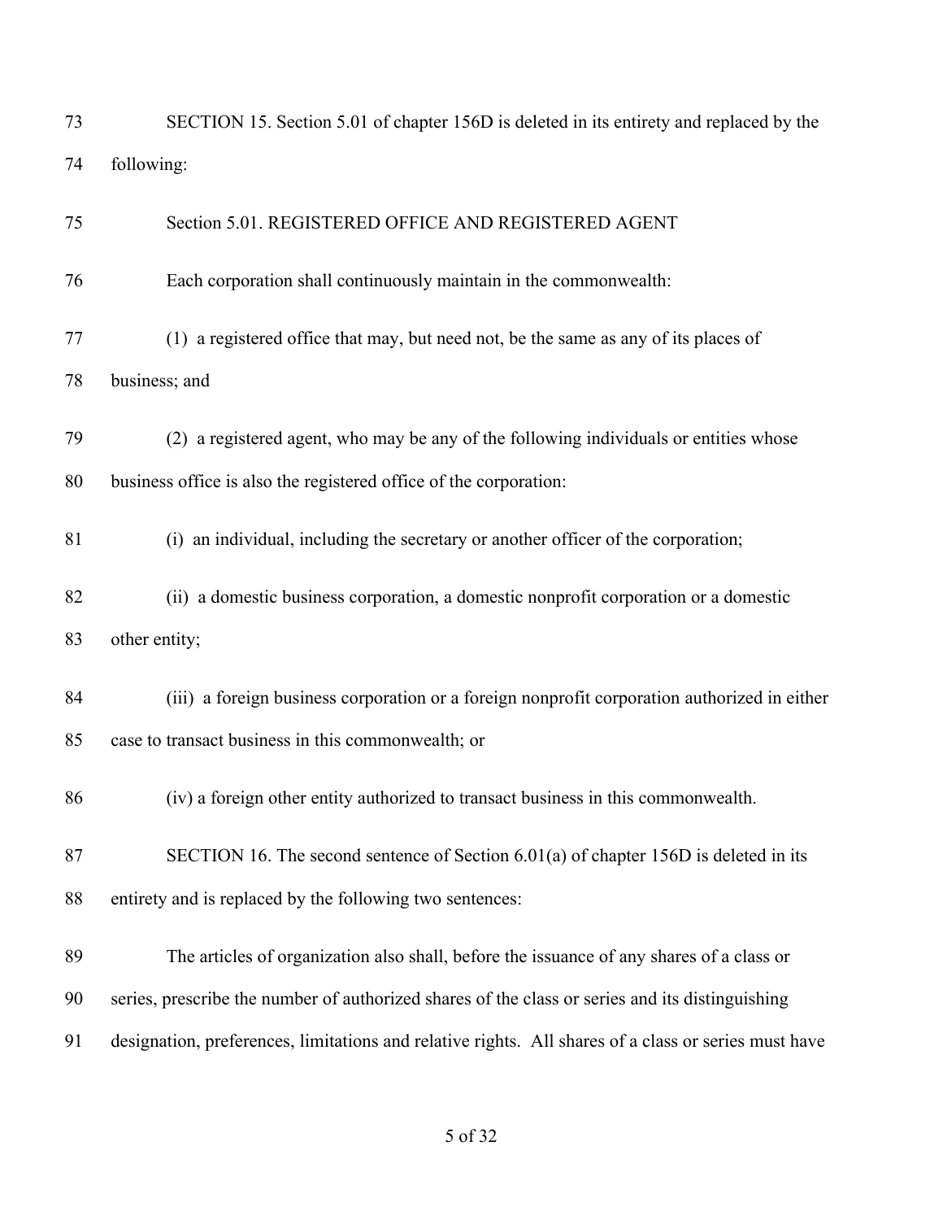SECTION 15. Section 5.01 of chapter 156D is deleted in its entirety and replaced by the following:

Section 5.01. REGISTERED OFFICE AND REGISTERED AGENT

Each corporation shall continuously maintain in the commonwealth:

(1) a registered office that may, but need not, be the same as any of its places of business; and

(2) a registered agent, who may be any of the following individuals or entities whose business office is also the registered office of the corporation:

(i) an individual, including the secretary or another officer of the corporation;

(ii) a domestic business corporation, a domestic nonprofit corporation or a domestic other entity;

(iii) a foreign business corporation or a foreign nonprofit corporation authorized in either case to transact business in this commonwealth; or

(iv) a foreign other entity authorized to transact business in this commonwealth.

SECTION 16. The second sentence of Section 6.01(a) of chapter 156D is deleted in its entirety and is replaced by the following two sentences:

The articles of organization also shall, before the issuance of any shares of a class or series, prescribe the number of authorized shares of the class or series and its distinguishing designation, preferences, limitations and relative rights. All shares of a class or series must have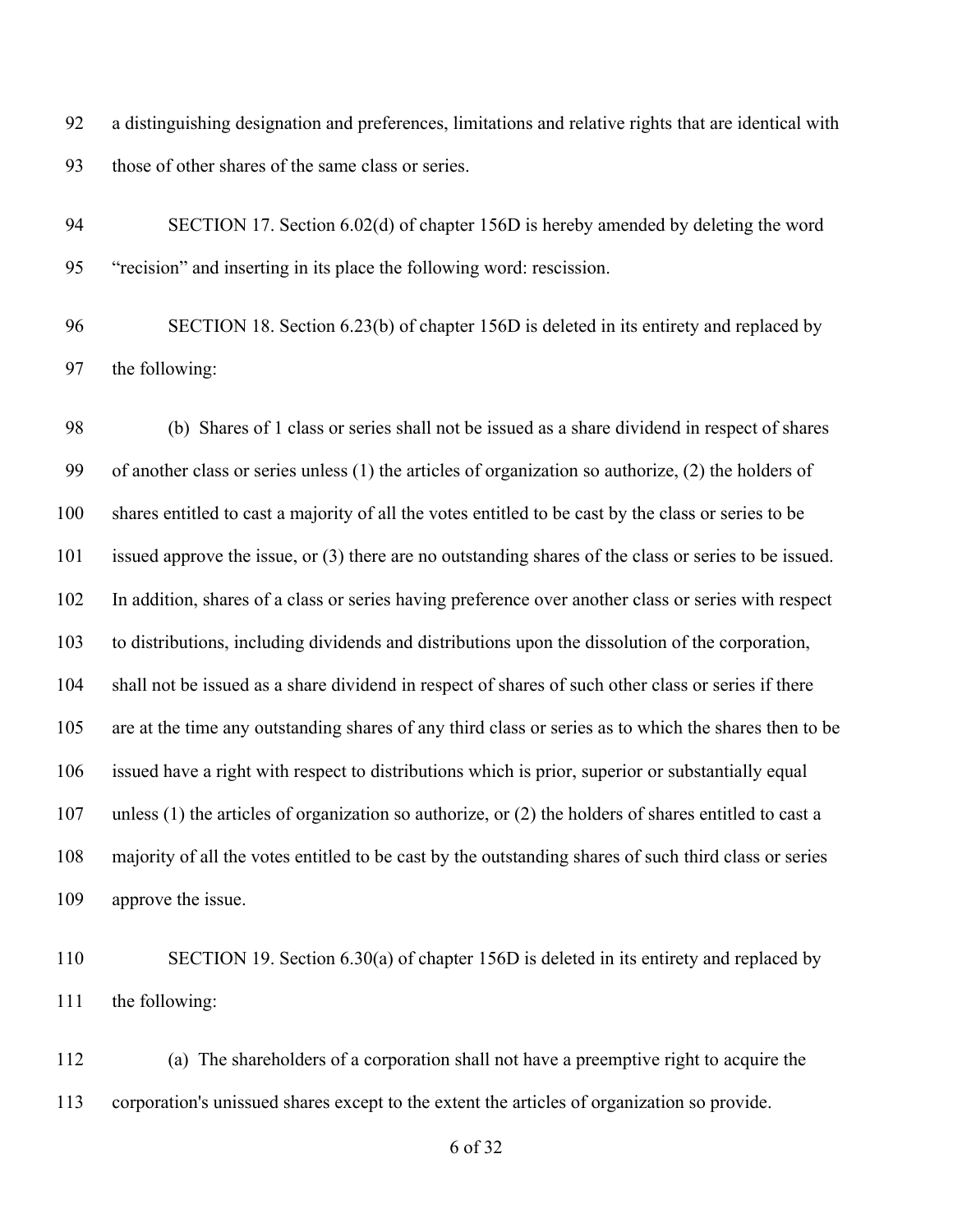a distinguishing designation and preferences, limitations and relative rights that are identical with those of other shares of the same class or series.

SECTION 17. Section 6.02(d) of chapter 156D is hereby amended by deleting the word "recision" and inserting in its place the following word: rescission.

SECTION 18. Section 6.23(b) of chapter 156D is deleted in its entirety and replaced by the following:

(b) Shares of 1 class or series shall not be issued as a share dividend in respect of shares of another class or series unless (1) the articles of organization so authorize, (2) the holders of shares entitled to cast a majority of all the votes entitled to be cast by the class or series to be issued approve the issue, or (3) there are no outstanding shares of the class or series to be issued. In addition, shares of a class or series having preference over another class or series with respect to distributions, including dividends and distributions upon the dissolution of the corporation, shall not be issued as a share dividend in respect of shares of such other class or series if there are at the time any outstanding shares of any third class or series as to which the shares then to be issued have a right with respect to distributions which is prior, superior or substantially equal unless (1) the articles of organization so authorize, or (2) the holders of shares entitled to cast a majority of all the votes entitled to be cast by the outstanding shares of such third class or series approve the issue.

SECTION 19. Section 6.30(a) of chapter 156D is deleted in its entirety and replaced by the following:

(a) The shareholders of a corporation shall not have a preemptive right to acquire the corporation's unissued shares except to the extent the articles of organization so provide.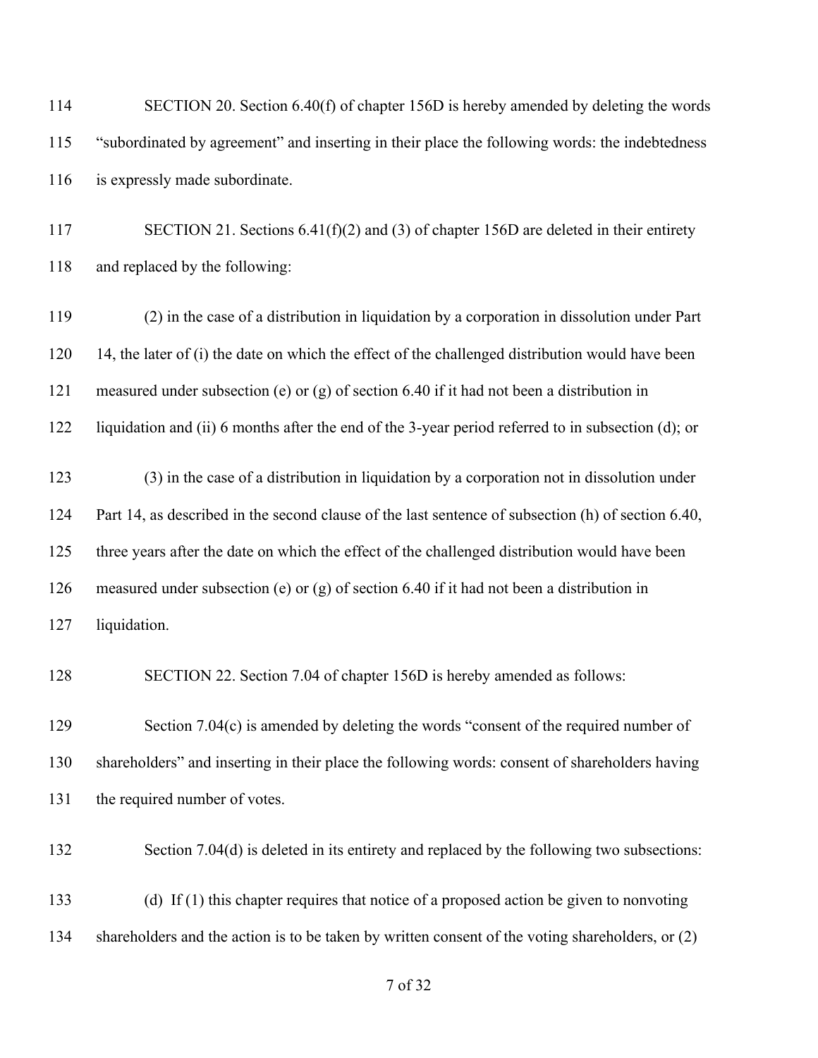SECTION 20. Section 6.40(f) of chapter 156D is hereby amended by deleting the words "subordinated by agreement" and inserting in their place the following words: the indebtedness is expressly made subordinate.

SECTION 21. Sections 6.41(f)(2) and (3) of chapter 156D are deleted in their entirety and replaced by the following:

(2) in the case of a distribution in liquidation by a corporation in dissolution under Part 14, the later of (i) the date on which the effect of the challenged distribution would have been measured under subsection (e) or (g) of section 6.40 if it had not been a distribution in liquidation and (ii) 6 months after the end of the 3-year period referred to in subsection (d); or

(3) in the case of a distribution in liquidation by a corporation not in dissolution under Part 14, as described in the second clause of the last sentence of subsection (h) of section 6.40, three years after the date on which the effect of the challenged distribution would have been measured under subsection (e) or (g) of section 6.40 if it had not been a distribution in liquidation.

SECTION 22. Section 7.04 of chapter 156D is hereby amended as follows:

Section 7.04(c) is amended by deleting the words "consent of the required number of shareholders" and inserting in their place the following words: consent of shareholders having the required number of votes.

Section 7.04(d) is deleted in its entirety and replaced by the following two subsections:

(d) If (1) this chapter requires that notice of a proposed action be given to nonvoting shareholders and the action is to be taken by written consent of the voting shareholders, or (2)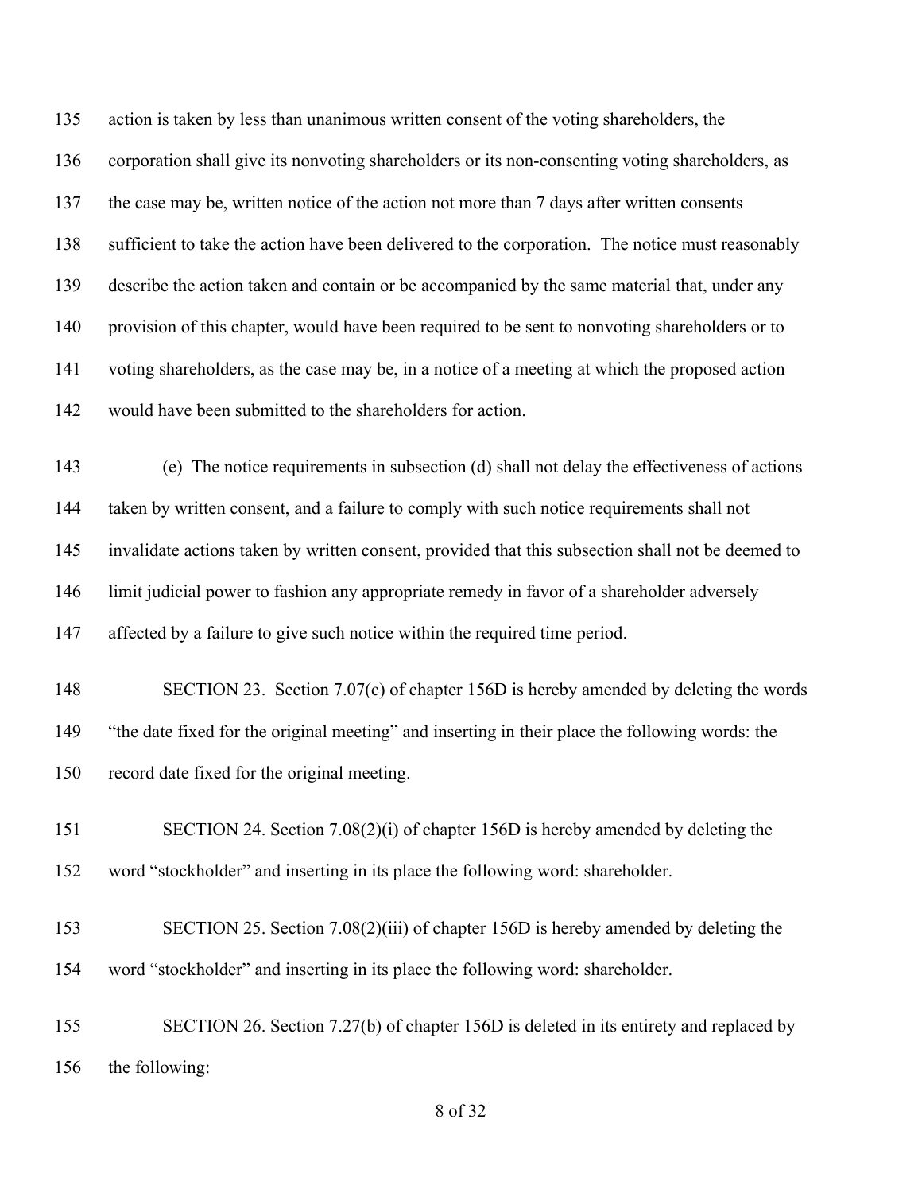action is taken by less than unanimous written consent of the voting shareholders, the corporation shall give its nonvoting shareholders or its non-consenting voting shareholders, as the case may be, written notice of the action not more than 7 days after written consents sufficient to take the action have been delivered to the corporation. The notice must reasonably describe the action taken and contain or be accompanied by the same material that, under any provision of this chapter, would have been required to be sent to nonvoting shareholders or to voting shareholders, as the case may be, in a notice of a meeting at which the proposed action would have been submitted to the shareholders for action.

(e) The notice requirements in subsection (d) shall not delay the effectiveness of actions taken by written consent, and a failure to comply with such notice requirements shall not invalidate actions taken by written consent, provided that this subsection shall not be deemed to limit judicial power to fashion any appropriate remedy in favor of a shareholder adversely affected by a failure to give such notice within the required time period.

SECTION 23. Section 7.07(c) of chapter 156D is hereby amended by deleting the words "the date fixed for the original meeting" and inserting in their place the following words: the record date fixed for the original meeting.

SECTION 24. Section 7.08(2)(i) of chapter 156D is hereby amended by deleting the word "stockholder" and inserting in its place the following word: shareholder.

SECTION 25. Section 7.08(2)(iii) of chapter 156D is hereby amended by deleting the word "stockholder" and inserting in its place the following word: shareholder.

SECTION 26. Section 7.27(b) of chapter 156D is deleted in its entirety and replaced by the following: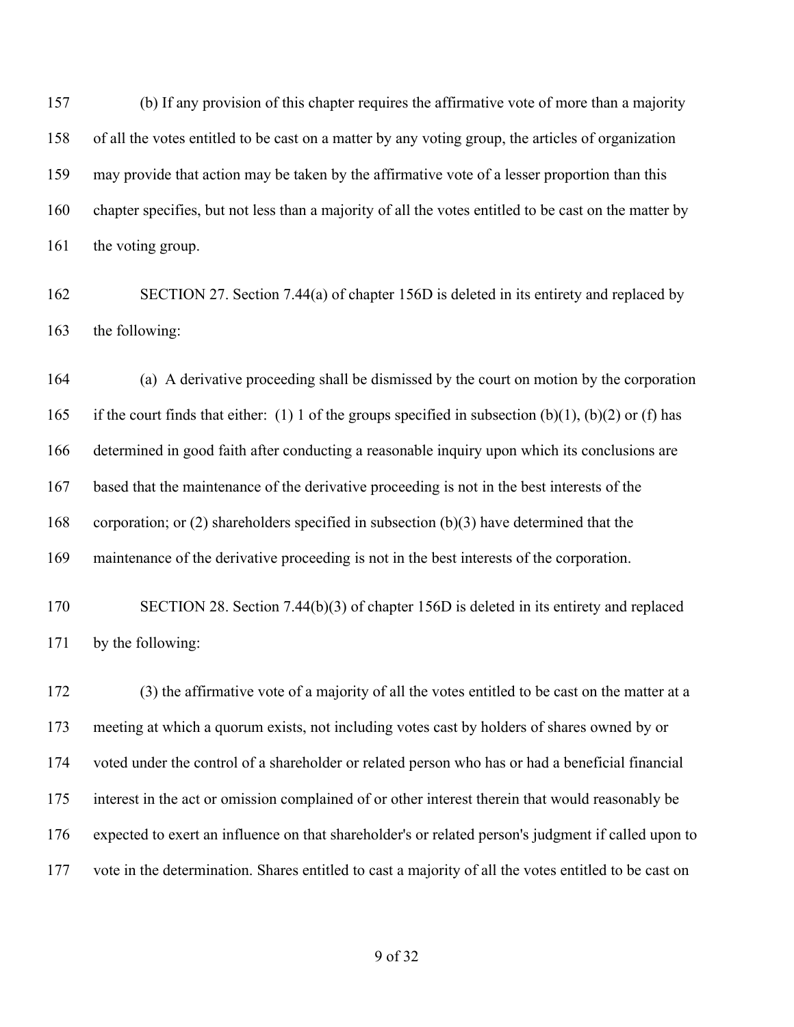(b) If any provision of this chapter requires the affirmative vote of more than a majority of all the votes entitled to be cast on a matter by any voting group, the articles of organization may provide that action may be taken by the affirmative vote of a lesser proportion than this chapter specifies, but not less than a majority of all the votes entitled to be cast on the matter by the voting group.

SECTION 27. Section 7.44(a) of chapter 156D is deleted in its entirety and replaced by the following:

(a) A derivative proceeding shall be dismissed by the court on motion by the corporation if the court finds that either: (1) 1 of the groups specified in subsection (b)(1), (b)(2) or (f) has determined in good faith after conducting a reasonable inquiry upon which its conclusions are based that the maintenance of the derivative proceeding is not in the best interests of the corporation; or (2) shareholders specified in subsection (b)(3) have determined that the maintenance of the derivative proceeding is not in the best interests of the corporation.

SECTION 28. Section 7.44(b)(3) of chapter 156D is deleted in its entirety and replaced by the following:

(3) the affirmative vote of a majority of all the votes entitled to be cast on the matter at a meeting at which a quorum exists, not including votes cast by holders of shares owned by or voted under the control of a shareholder or related person who has or had a beneficial financial interest in the act or omission complained of or other interest therein that would reasonably be expected to exert an influence on that shareholder's or related person's judgment if called upon to vote in the determination. Shares entitled to cast a majority of all the votes entitled to be cast on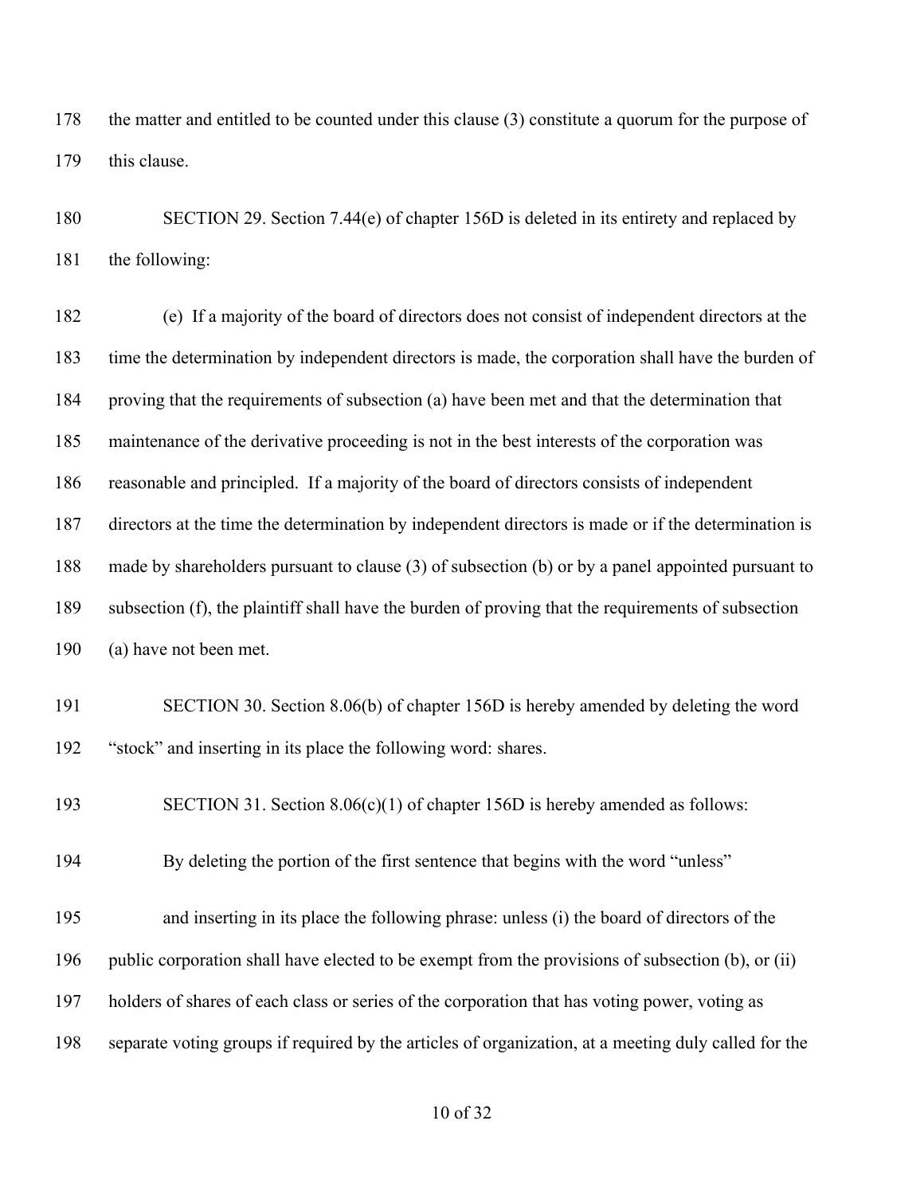the matter and entitled to be counted under this clause (3) constitute a quorum for the purpose of this clause.

SECTION 29. Section 7.44(e) of chapter 156D is deleted in its entirety and replaced by the following:

(e) If a majority of the board of directors does not consist of independent directors at the time the determination by independent directors is made, the corporation shall have the burden of proving that the requirements of subsection (a) have been met and that the determination that maintenance of the derivative proceeding is not in the best interests of the corporation was reasonable and principled. If a majority of the board of directors consists of independent directors at the time the determination by independent directors is made or if the determination is made by shareholders pursuant to clause (3) of subsection (b) or by a panel appointed pursuant to subsection (f), the plaintiff shall have the burden of proving that the requirements of subsection (a) have not been met.

SECTION 30. Section 8.06(b) of chapter 156D is hereby amended by deleting the word "stock" and inserting in its place the following word: shares.

SECTION 31. Section 8.06(c)(1) of chapter 156D is hereby amended as follows:

By deleting the portion of the first sentence that begins with the word "unless"

and inserting in its place the following phrase: unless (i) the board of directors of the public corporation shall have elected to be exempt from the provisions of subsection (b), or (ii) holders of shares of each class or series of the corporation that has voting power, voting as separate voting groups if required by the articles of organization, at a meeting duly called for the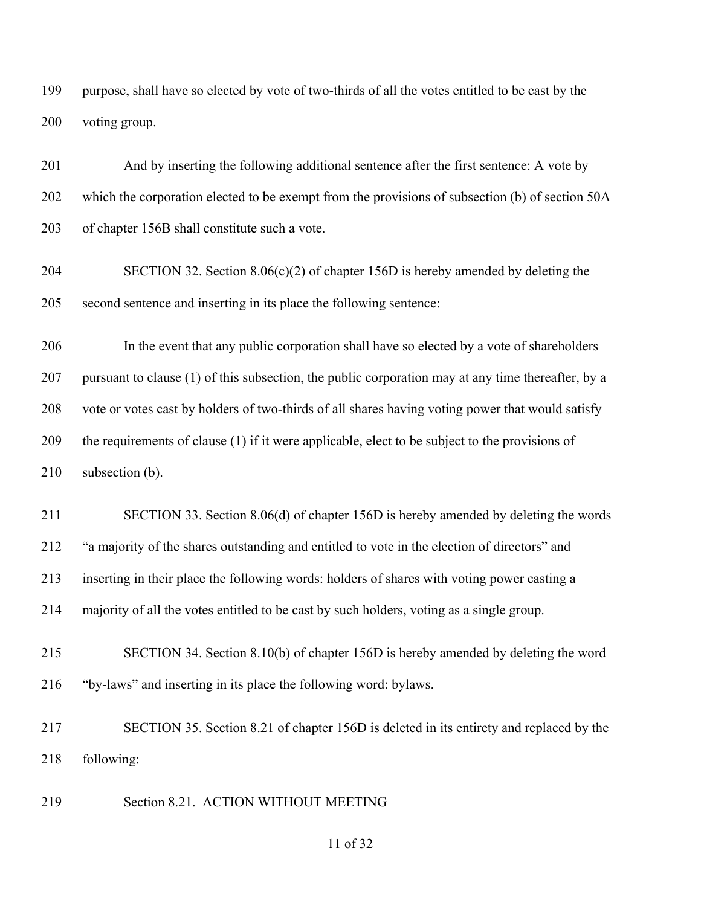purpose, shall have so elected by vote of two-thirds of all the votes entitled to be cast by the voting group.

And by inserting the following additional sentence after the first sentence: A vote by which the corporation elected to be exempt from the provisions of subsection (b) of section 50A of chapter 156B shall constitute such a vote.

SECTION 32. Section 8.06(c)(2) of chapter 156D is hereby amended by deleting the second sentence and inserting in its place the following sentence:

In the event that any public corporation shall have so elected by a vote of shareholders pursuant to clause (1) of this subsection, the public corporation may at any time thereafter, by a vote or votes cast by holders of two-thirds of all shares having voting power that would satisfy the requirements of clause (1) if it were applicable, elect to be subject to the provisions of subsection (b).

SECTION 33. Section 8.06(d) of chapter 156D is hereby amended by deleting the words "a majority of the shares outstanding and entitled to vote in the election of directors" and inserting in their place the following words: holders of shares with voting power casting a majority of all the votes entitled to be cast by such holders, voting as a single group.

SECTION 34. Section 8.10(b) of chapter 156D is hereby amended by deleting the word "by-laws" and inserting in its place the following word: bylaws.

SECTION 35. Section 8.21 of chapter 156D is deleted in its entirety and replaced by the following:

Section 8.21. ACTION WITHOUT MEETING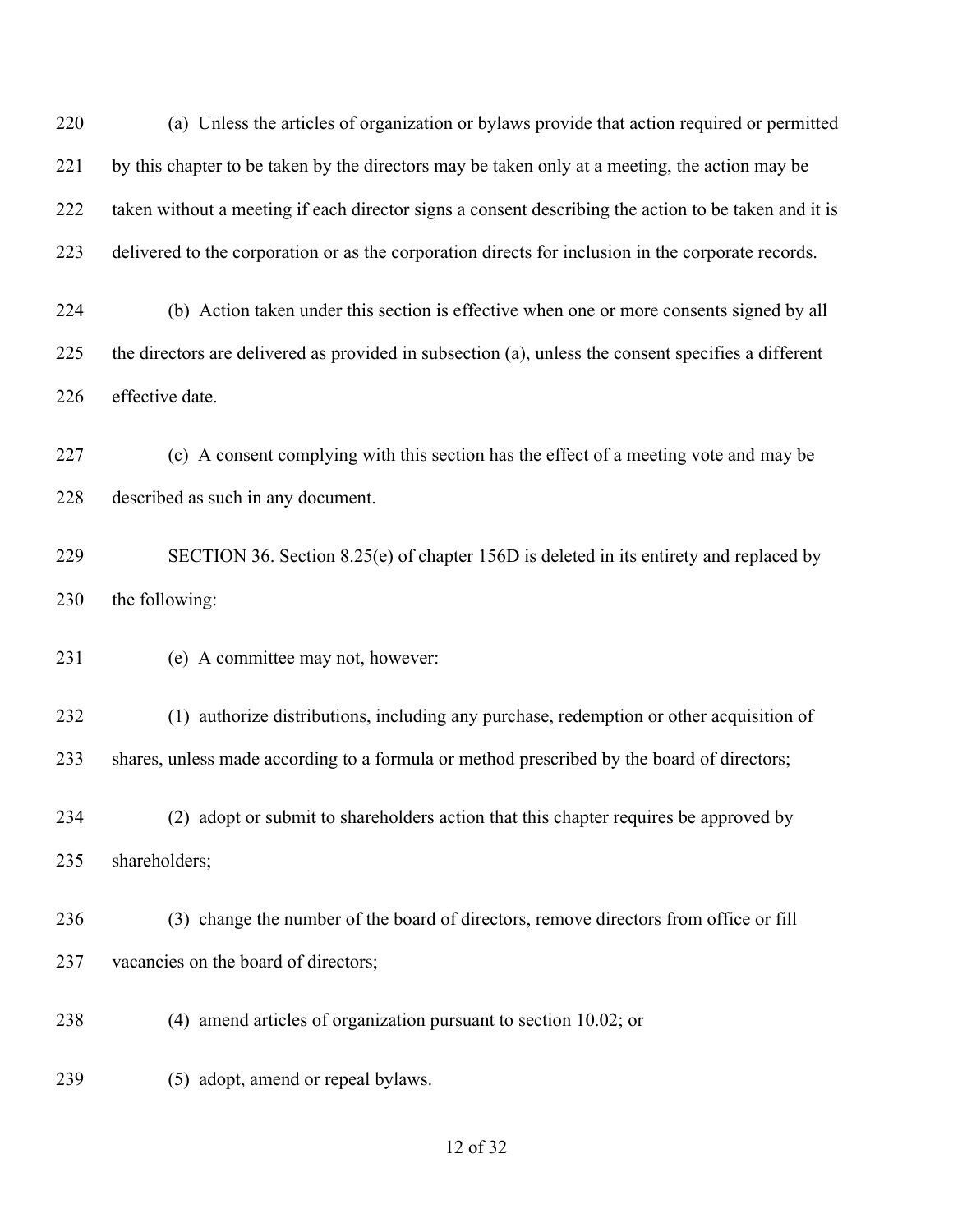(a) Unless the articles of organization or bylaws provide that action required or permitted by this chapter to be taken by the directors may be taken only at a meeting, the action may be taken without a meeting if each director signs a consent describing the action to be taken and it is delivered to the corporation or as the corporation directs for inclusion in the corporate records.

(b) Action taken under this section is effective when one or more consents signed by all the directors are delivered as provided in subsection (a), unless the consent specifies a different effective date.

(c) A consent complying with this section has the effect of a meeting vote and may be described as such in any document.

SECTION 36. Section 8.25(e) of chapter 156D is deleted in its entirety and replaced by the following:

(e) A committee may not, however:

(1) authorize distributions, including any purchase, redemption or other acquisition of shares, unless made according to a formula or method prescribed by the board of directors;

(2) adopt or submit to shareholders action that this chapter requires be approved by shareholders;

(3) change the number of the board of directors, remove directors from office or fill vacancies on the board of directors;

(4) amend articles of organization pursuant to section 10.02; or

(5) adopt, amend or repeal bylaws.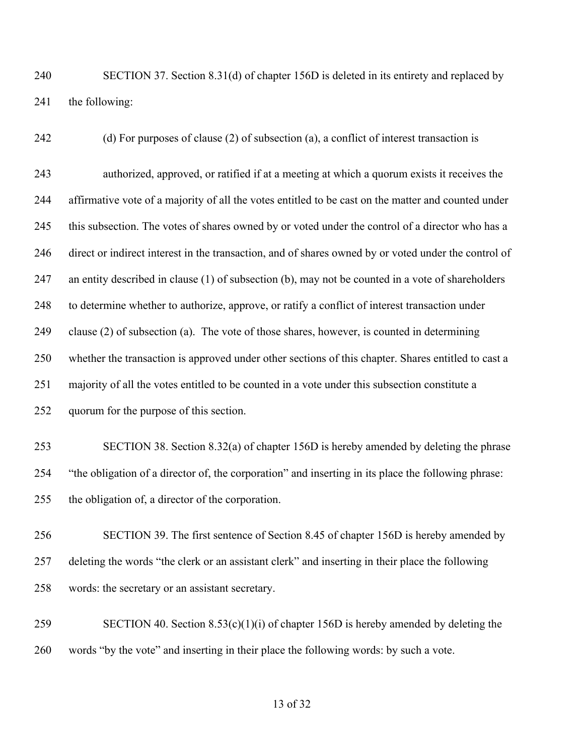SECTION 37. Section 8.31(d) of chapter 156D is deleted in its entirety and replaced by the following:

(d) For purposes of clause (2) of subsection (a), a conflict of interest transaction is

authorized, approved, or ratified if at a meeting at which a quorum exists it receives the affirmative vote of a majority of all the votes entitled to be cast on the matter and counted under this subsection. The votes of shares owned by or voted under the control of a director who has a direct or indirect interest in the transaction, and of shares owned by or voted under the control of an entity described in clause (1) of subsection (b), may not be counted in a vote of shareholders to determine whether to authorize, approve, or ratify a conflict of interest transaction under clause (2) of subsection (a). The vote of those shares, however, is counted in determining whether the transaction is approved under other sections of this chapter. Shares entitled to cast a majority of all the votes entitled to be counted in a vote under this subsection constitute a quorum for the purpose of this section.

SECTION 38. Section 8.32(a) of chapter 156D is hereby amended by deleting the phrase "the obligation of a director of, the corporation" and inserting in its place the following phrase: the obligation of, a director of the corporation.

SECTION 39. The first sentence of Section 8.45 of chapter 156D is hereby amended by deleting the words "the clerk or an assistant clerk" and inserting in their place the following words: the secretary or an assistant secretary.

SECTION 40. Section 8.53(c)(1)(i) of chapter 156D is hereby amended by deleting the words "by the vote" and inserting in their place the following words: by such a vote.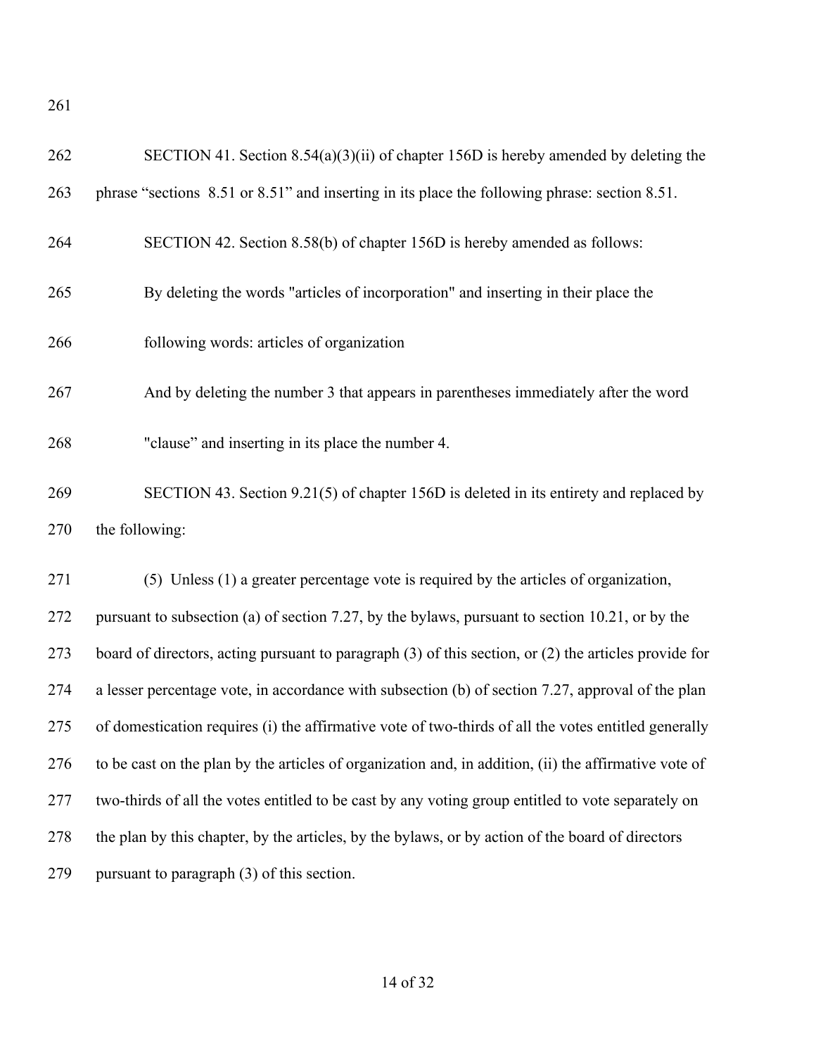SECTION 41. Section 8.54(a)(3)(ii) of chapter 156D is hereby amended by deleting the phrase "sections 8.51 or 8.51" and inserting in its place the following phrase: section 8.51.

SECTION 42. Section 8.58(b) of chapter 156D is hereby amended as follows:

By deleting the words "articles of incorporation" and inserting in their place the following words: articles of organization

And by deleting the number 3 that appears in parentheses immediately after the word "clause" and inserting in its place the number 4.

SECTION 43. Section 9.21(5) of chapter 156D is deleted in its entirety and replaced by the following:

(5) Unless (1) a greater percentage vote is required by the articles of organization, pursuant to subsection (a) of section 7.27, by the bylaws, pursuant to section 10.21, or by the board of directors, acting pursuant to paragraph (3) of this section, or (2) the articles provide for a lesser percentage vote, in accordance with subsection (b) of section 7.27, approval of the plan of domestication requires (i) the affirmative vote of two-thirds of all the votes entitled generally to be cast on the plan by the articles of organization and, in addition, (ii) the affirmative vote of two-thirds of all the votes entitled to be cast by any voting group entitled to vote separately on the plan by this chapter, by the articles, by the bylaws, or by action of the board of directors pursuant to paragraph (3) of this section.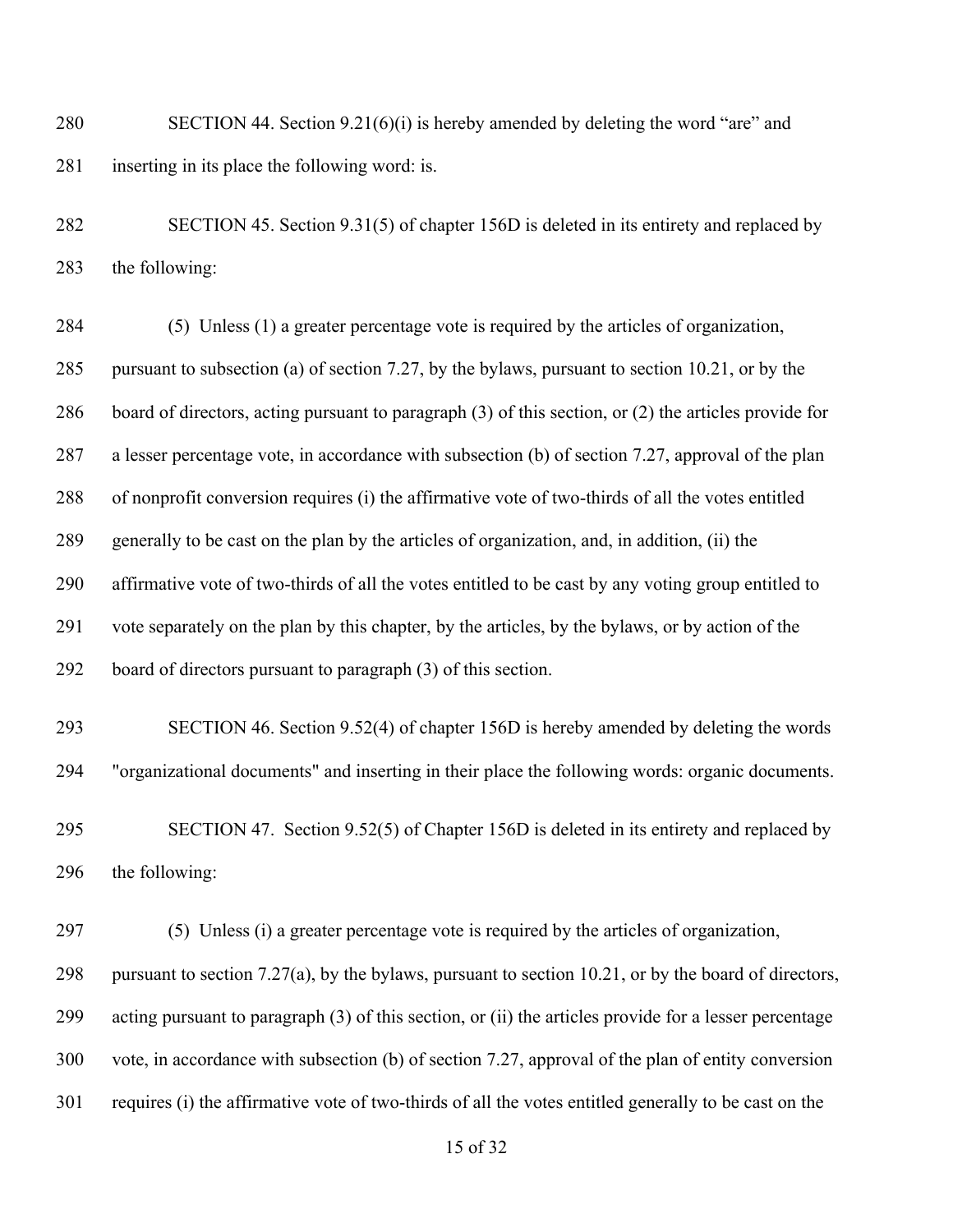SECTION 44. Section 9.21(6)(i) is hereby amended by deleting the word "are" and inserting in its place the following word: is.

SECTION 45. Section 9.31(5) of chapter 156D is deleted in its entirety and replaced by the following:

(5) Unless (1) a greater percentage vote is required by the articles of organization, pursuant to subsection (a) of section 7.27, by the bylaws, pursuant to section 10.21, or by the board of directors, acting pursuant to paragraph (3) of this section, or (2) the articles provide for a lesser percentage vote, in accordance with subsection (b) of section 7.27, approval of the plan of nonprofit conversion requires (i) the affirmative vote of two-thirds of all the votes entitled generally to be cast on the plan by the articles of organization, and, in addition, (ii) the affirmative vote of two-thirds of all the votes entitled to be cast by any voting group entitled to vote separately on the plan by this chapter, by the articles, by the bylaws, or by action of the board of directors pursuant to paragraph (3) of this section.

SECTION 46. Section 9.52(4) of chapter 156D is hereby amended by deleting the words "organizational documents" and inserting in their place the following words: organic documents.

SECTION 47. Section 9.52(5) of Chapter 156D is deleted in its entirety and replaced by the following:

(5) Unless (i) a greater percentage vote is required by the articles of organization, pursuant to section 7.27(a), by the bylaws, pursuant to section 10.21, or by the board of directors, acting pursuant to paragraph (3) of this section, or (ii) the articles provide for a lesser percentage vote, in accordance with subsection (b) of section 7.27, approval of the plan of entity conversion requires (i) the affirmative vote of two-thirds of all the votes entitled generally to be cast on the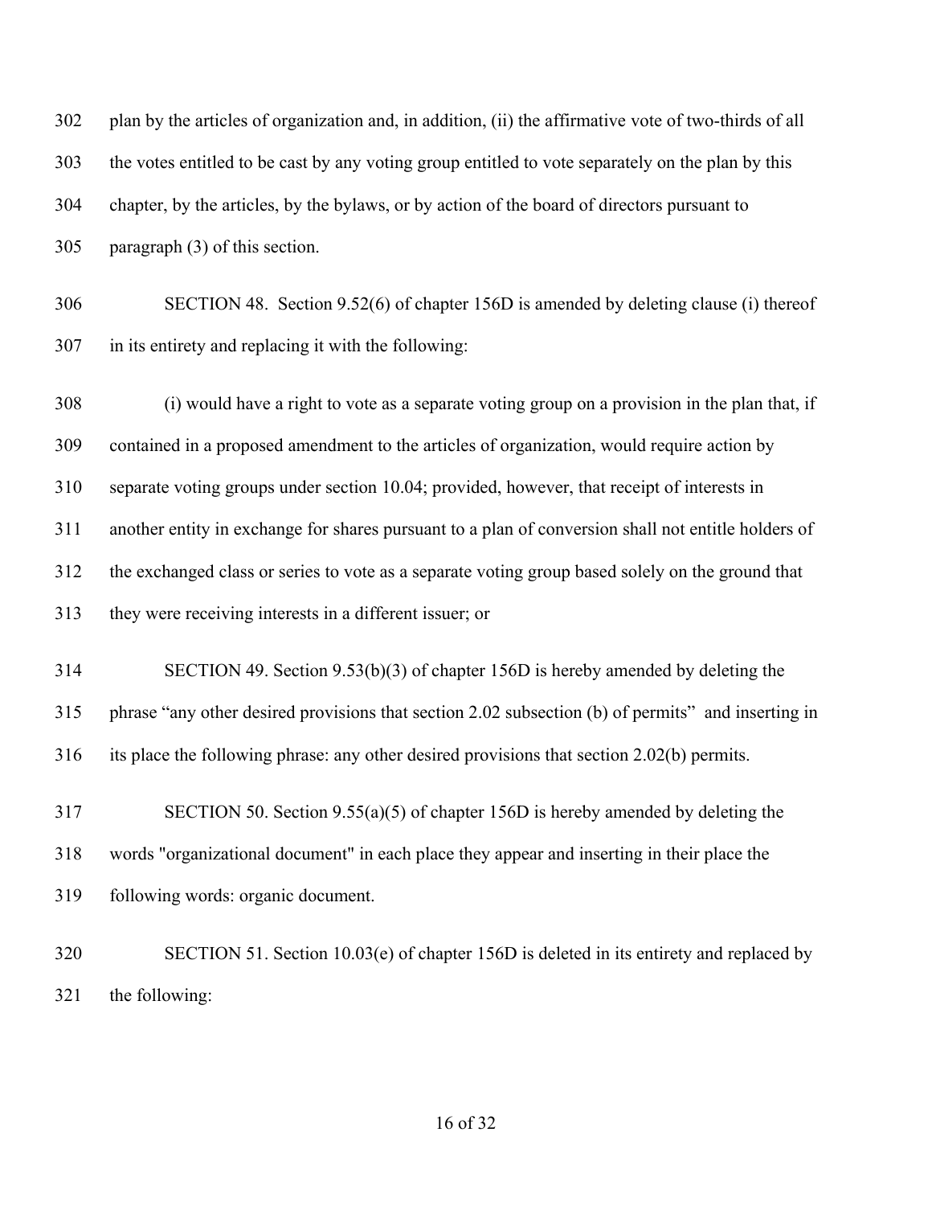302 plan by the articles of organization and, in addition, (ii) the affirmative vote of two-thirds of all

303 the votes entitled to be cast by any voting group entitled to vote separately on the plan by this

304 chapter, by the articles, by the bylaws, or by action of the board of directors pursuant to

305 paragraph (3) of this section.

306 SECTION 48. Section 9.52(6) of chapter 156D is amended by deleting clause (i) thereof

307 in its entirety and replacing it with the following:

308 (i) would have a right to vote as a separate voting group on a provision in the plan that, if

309 contained in a proposed amendment to the articles of organization, would require action by

310 separate voting groups under section 10.04; provided, however, that receipt of interests in

311 another entity in exchange for shares pursuant to a plan of conversion shall not entitle holders of

312 the exchanged class or series to vote as a separate voting group based solely on the ground that

313 they were receiving interests in a different issuer; or

314 SECTION 49. Section 9.53(b)(3) of chapter 156D is hereby amended by deleting the

315 phrase "any other desired provisions that section 2.02 subsection (b) of permits" and inserting in

316 its place the following phrase: any other desired provisions that section 2.02(b) permits.

317 SECTION 50. Section 9.55(a)(5) of chapter 156D is hereby amended by deleting the

318 words "organizational document" in each place they appear and inserting in their place the

319 following words: organic document.

320 SECTION 51. Section 10.03(e) of chapter 156D is deleted in its entirety and replaced by

321 the following: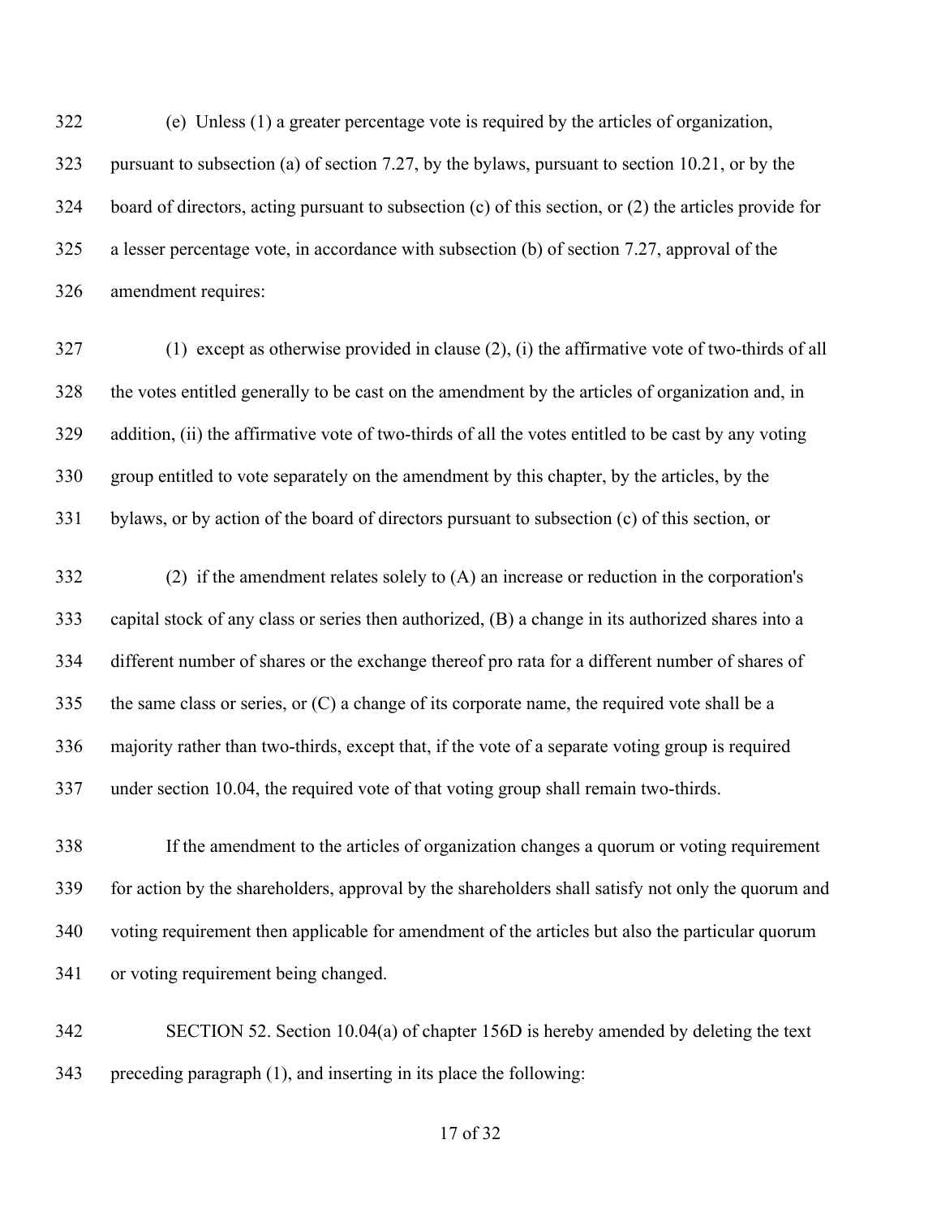(e) Unless (1) a greater percentage vote is required by the articles of organization, pursuant to subsection (a) of section 7.27, by the bylaws, pursuant to section 10.21, or by the board of directors, acting pursuant to subsection (c) of this section, or (2) the articles provide for a lesser percentage vote, in accordance with subsection (b) of section 7.27, approval of the amendment requires:

(1) except as otherwise provided in clause (2), (i) the affirmative vote of two-thirds of all the votes entitled generally to be cast on the amendment by the articles of organization and, in addition, (ii) the affirmative vote of two-thirds of all the votes entitled to be cast by any voting group entitled to vote separately on the amendment by this chapter, by the articles, by the bylaws, or by action of the board of directors pursuant to subsection (c) of this section, or

(2) if the amendment relates solely to (A) an increase or reduction in the corporation's capital stock of any class or series then authorized, (B) a change in its authorized shares into a different number of shares or the exchange thereof pro rata for a different number of shares of the same class or series, or (C) a change of its corporate name, the required vote shall be a majority rather than two-thirds, except that, if the vote of a separate voting group is required under section 10.04, the required vote of that voting group shall remain two-thirds.

If the amendment to the articles of organization changes a quorum or voting requirement for action by the shareholders, approval by the shareholders shall satisfy not only the quorum and voting requirement then applicable for amendment of the articles but also the particular quorum or voting requirement being changed.

SECTION 52. Section 10.04(a) of chapter 156D is hereby amended by deleting the text preceding paragraph (1), and inserting in its place the following: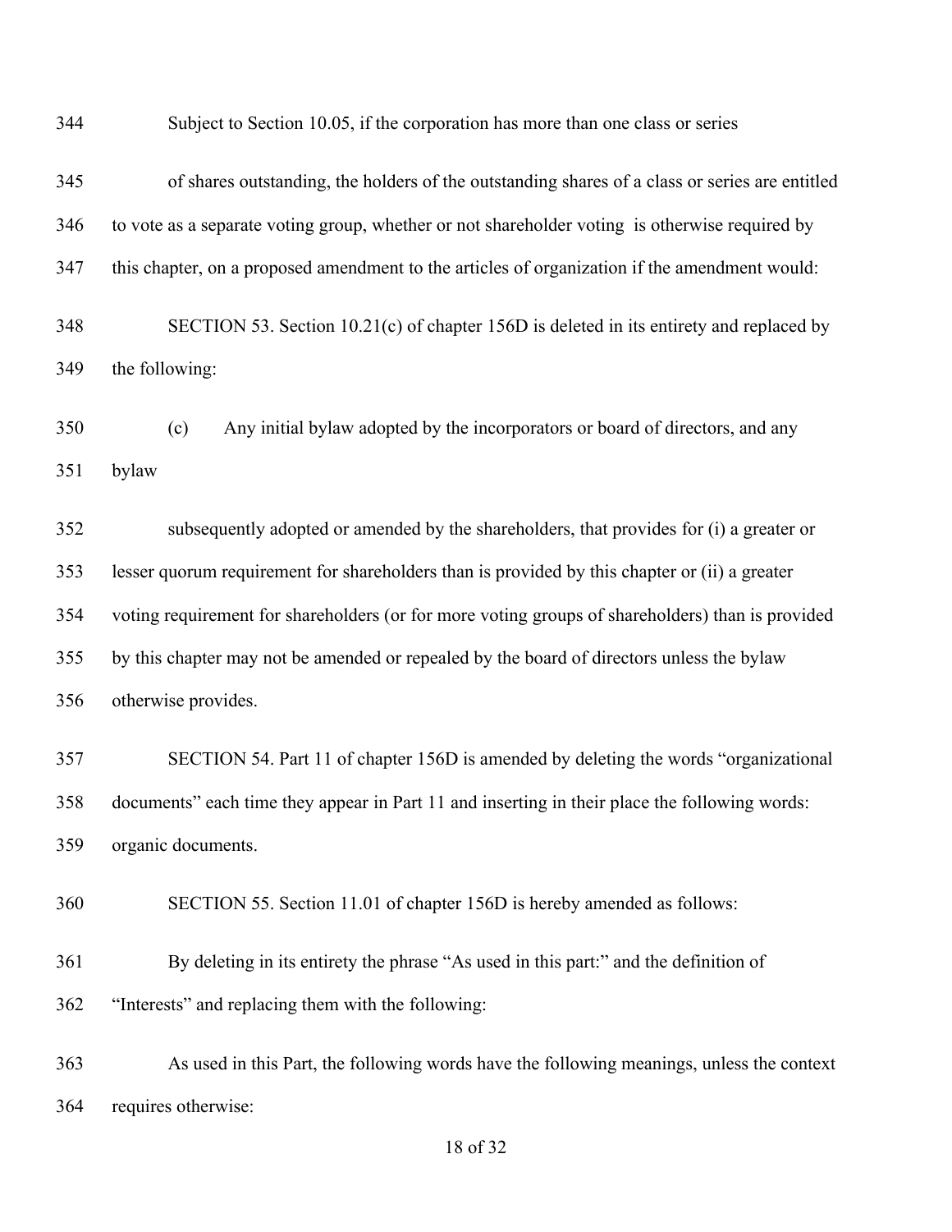Subject to Section 10.05, if the corporation has more than one class or series of shares outstanding, the holders of the outstanding shares of a class or series are entitled to vote as a separate voting group, whether or not shareholder voting is otherwise required by this chapter, on a proposed amendment to the articles of organization if the amendment would:

SECTION 53. Section 10.21(c) of chapter 156D is deleted in its entirety and replaced by the following:

(c) Any initial bylaw adopted by the incorporators or board of directors, and any bylaw

subsequently adopted or amended by the shareholders, that provides for (i) a greater or lesser quorum requirement for shareholders than is provided by this chapter or (ii) a greater voting requirement for shareholders (or for more voting groups of shareholders) than is provided by this chapter may not be amended or repealed by the board of directors unless the bylaw otherwise provides.

SECTION 54. Part 11 of chapter 156D is amended by deleting the words "organizational documents" each time they appear in Part 11 and inserting in their place the following words: organic documents.

SECTION 55. Section 11.01 of chapter 156D is hereby amended as follows:

By deleting in its entirety the phrase "As used in this part:" and the definition of "Interests" and replacing them with the following:

As used in this Part, the following words have the following meanings, unless the context requires otherwise: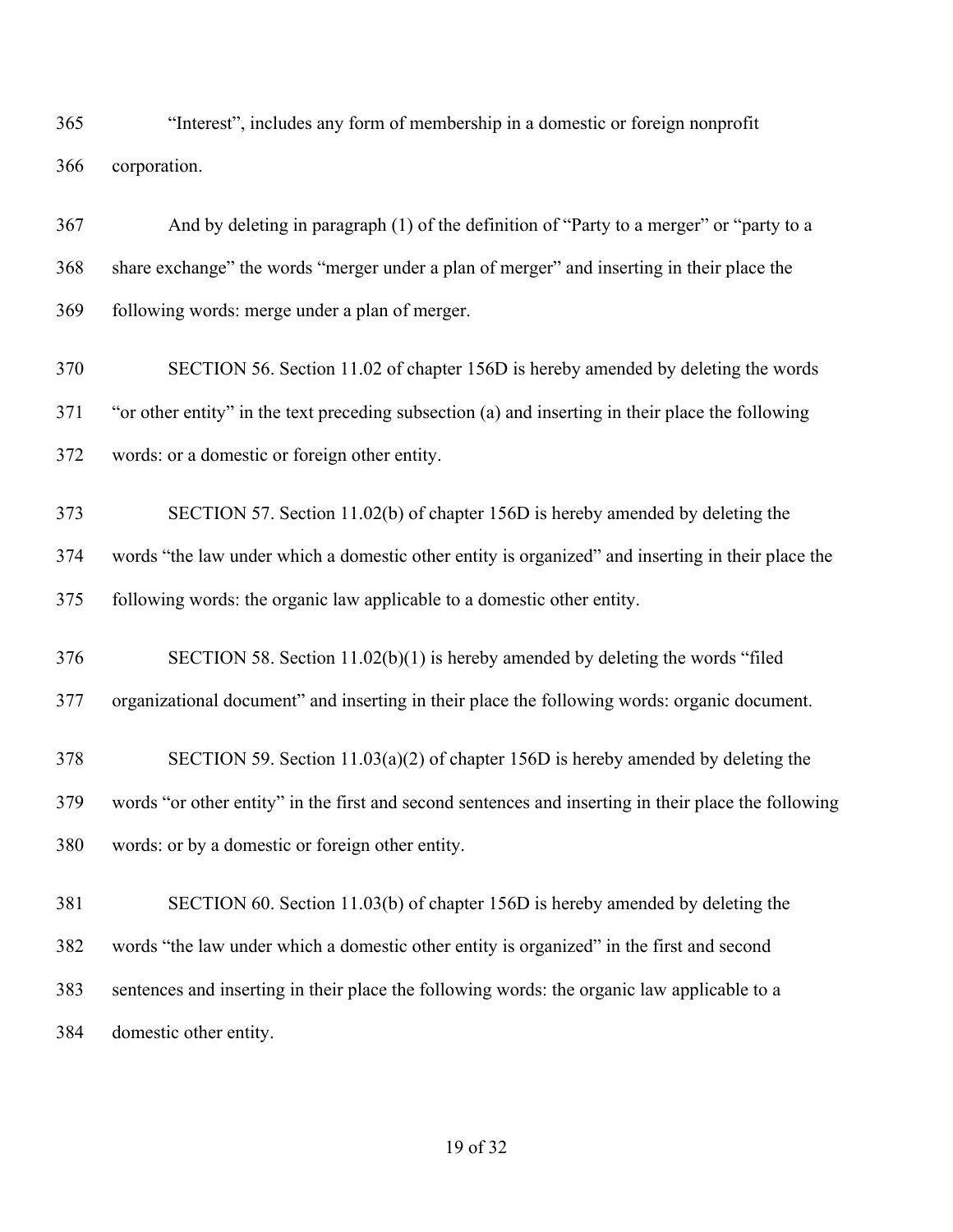365 “Interest”, includes any form of membership in a domestic or foreign nonprofit
366 corporation.

367 And by deleting in paragraph (1) of the definition of “Party to a merger” or “party to a
368 share exchange” the words “merger under a plan of merger” and inserting in their place the
369 following words: merge under a plan of merger.

370 SECTION 56. Section 11.02 of chapter 156D is hereby amended by deleting the words
371 “or other entity” in the text preceding subsection (a) and inserting in their place the following
372 words: or a domestic or foreign other entity.

373 SECTION 57. Section 11.02(b) of chapter 156D is hereby amended by deleting the
374 words “the law under which a domestic other entity is organized” and inserting in their place the
375 following words: the organic law applicable to a domestic other entity.

376 SECTION 58. Section 11.02(b)(1) is hereby amended by deleting the words “filed
377 organizational document” and inserting in their place the following words: organic document.

378 SECTION 59. Section 11.03(a)(2) of chapter 156D is hereby amended by deleting the
379 words “or other entity” in the first and second sentences and inserting in their place the following
380 words: or by a domestic or foreign other entity.

381 SECTION 60. Section 11.03(b) of chapter 156D is hereby amended by deleting the
382 words “the law under which a domestic other entity is organized” in the first and second
383 sentences and inserting in their place the following words: the organic law applicable to a
384 domestic other entity.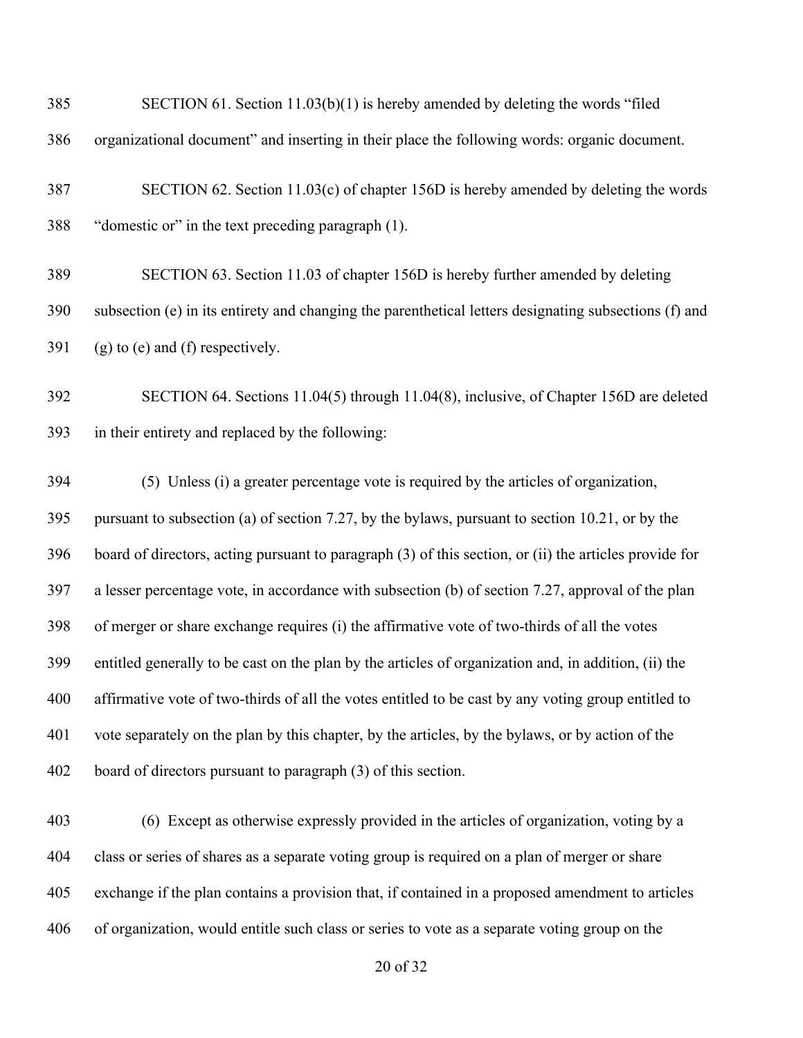SECTION 61. Section 11.03(b)(1) is hereby amended by deleting the words "filed organizational document" and inserting in their place the following words: organic document.

SECTION 62. Section 11.03(c) of chapter 156D is hereby amended by deleting the words "domestic or" in the text preceding paragraph (1).

SECTION 63. Section 11.03 of chapter 156D is hereby further amended by deleting subsection (e) in its entirety and changing the parenthetical letters designating subsections (f) and (g) to (e) and (f) respectively.

SECTION 64. Sections 11.04(5) through 11.04(8), inclusive, of Chapter 156D are deleted in their entirety and replaced by the following:

(5) Unless (i) a greater percentage vote is required by the articles of organization, pursuant to subsection (a) of section 7.27, by the bylaws, pursuant to section 10.21, or by the board of directors, acting pursuant to paragraph (3) of this section, or (ii) the articles provide for a lesser percentage vote, in accordance with subsection (b) of section 7.27, approval of the plan of merger or share exchange requires (i) the affirmative vote of two-thirds of all the votes entitled generally to be cast on the plan by the articles of organization and, in addition, (ii) the affirmative vote of two-thirds of all the votes entitled to be cast by any voting group entitled to vote separately on the plan by this chapter, by the articles, by the bylaws, or by action of the board of directors pursuant to paragraph (3) of this section.

(6) Except as otherwise expressly provided in the articles of organization, voting by a class or series of shares as a separate voting group is required on a plan of merger or share exchange if the plan contains a provision that, if contained in a proposed amendment to articles of organization, would entitle such class or series to vote as a separate voting group on the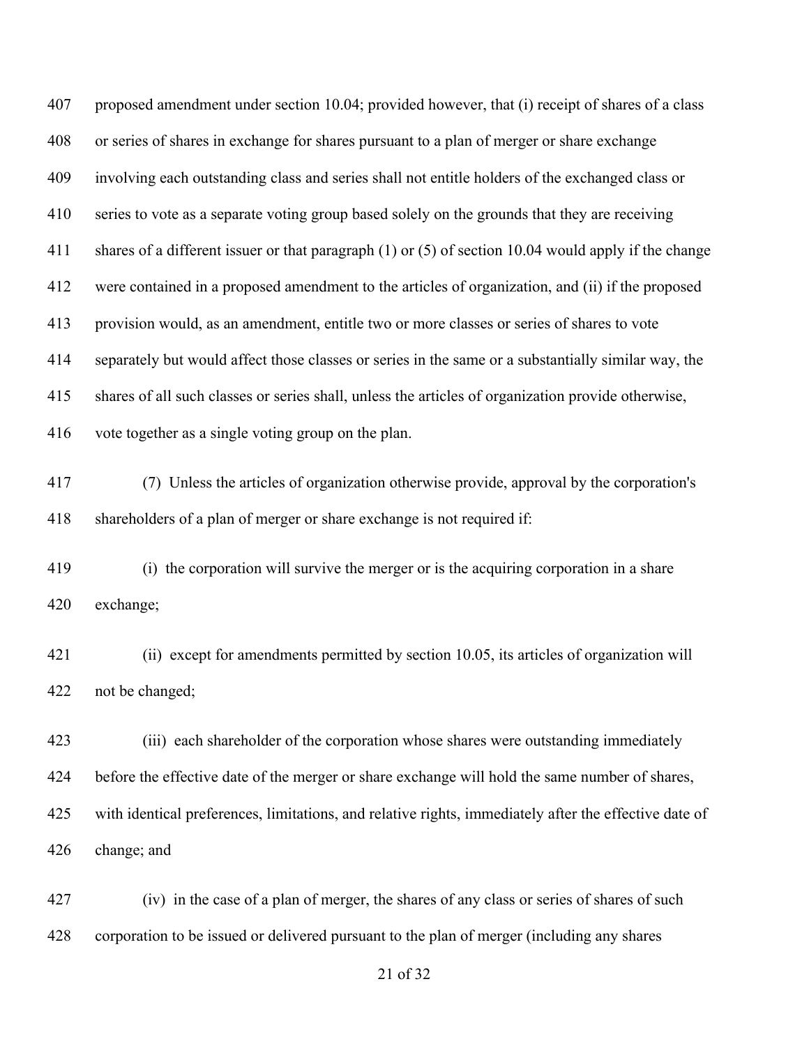proposed amendment under section 10.04; provided however, that (i) receipt of shares of a class or series of shares in exchange for shares pursuant to a plan of merger or share exchange involving each outstanding class and series shall not entitle holders of the exchanged class or series to vote as a separate voting group based solely on the grounds that they are receiving shares of a different issuer or that paragraph (1) or (5) of section 10.04 would apply if the change were contained in a proposed amendment to the articles of organization, and (ii) if the proposed provision would, as an amendment, entitle two or more classes or series of shares to vote separately but would affect those classes or series in the same or a substantially similar way, the shares of all such classes or series shall, unless the articles of organization provide otherwise, vote together as a single voting group on the plan.

(7) Unless the articles of organization otherwise provide, approval by the corporation's shareholders of a plan of merger or share exchange is not required if:

(i) the corporation will survive the merger or is the acquiring corporation in a share exchange;

(ii) except for amendments permitted by section 10.05, its articles of organization will not be changed;

(iii) each shareholder of the corporation whose shares were outstanding immediately before the effective date of the merger or share exchange will hold the same number of shares, with identical preferences, limitations, and relative rights, immediately after the effective date of change; and

(iv) in the case of a plan of merger, the shares of any class or series of shares of such corporation to be issued or delivered pursuant to the plan of merger (including any shares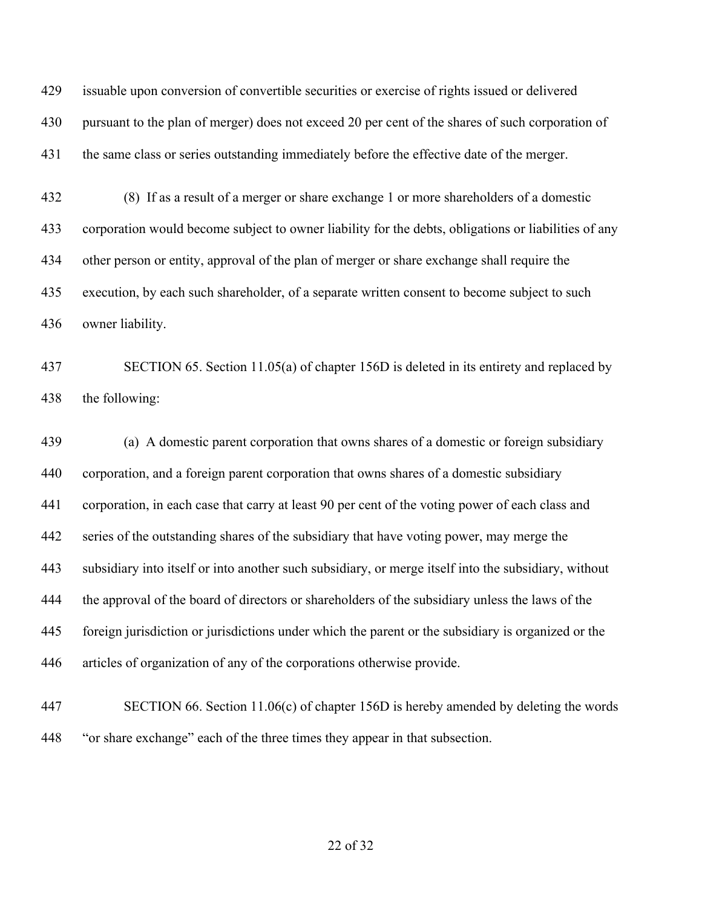issuable upon conversion of convertible securities or exercise of rights issued or delivered pursuant to the plan of merger) does not exceed 20 per cent of the shares of such corporation of the same class or series outstanding immediately before the effective date of the merger.

(8) If as a result of a merger or share exchange 1 or more shareholders of a domestic corporation would become subject to owner liability for the debts, obligations or liabilities of any other person or entity, approval of the plan of merger or share exchange shall require the execution, by each such shareholder, of a separate written consent to become subject to such owner liability.

SECTION 65. Section 11.05(a) of chapter 156D is deleted in its entirety and replaced by the following:

(a) A domestic parent corporation that owns shares of a domestic or foreign subsidiary corporation, and a foreign parent corporation that owns shares of a domestic subsidiary corporation, in each case that carry at least 90 per cent of the voting power of each class and series of the outstanding shares of the subsidiary that have voting power, may merge the subsidiary into itself or into another such subsidiary, or merge itself into the subsidiary, without the approval of the board of directors or shareholders of the subsidiary unless the laws of the foreign jurisdiction or jurisdictions under which the parent or the subsidiary is organized or the articles of organization of any of the corporations otherwise provide.

SECTION 66. Section 11.06(c) of chapter 156D is hereby amended by deleting the words "or share exchange" each of the three times they appear in that subsection.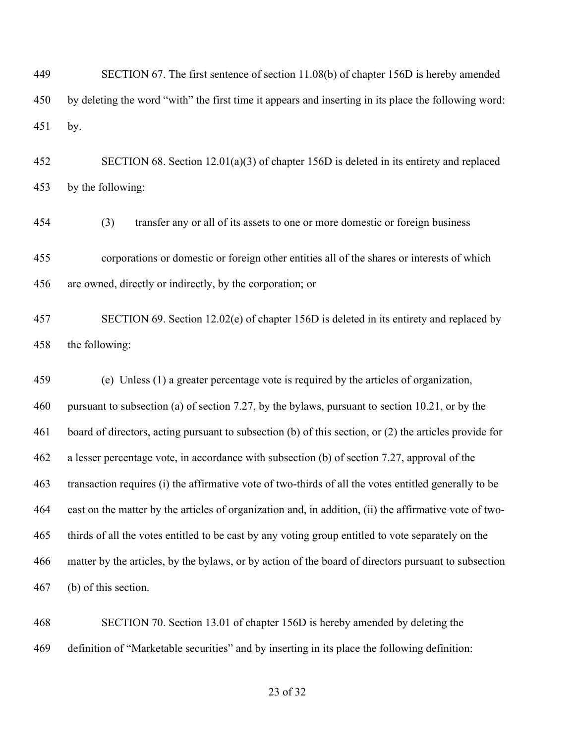SECTION 67. The first sentence of section 11.08(b) of chapter 156D is hereby amended by deleting the word "with" the first time it appears and inserting in its place the following word: by.

SECTION 68. Section 12.01(a)(3) of chapter 156D is deleted in its entirety and replaced by the following:

(3) transfer any or all of its assets to one or more domestic or foreign business corporations or domestic or foreign other entities all of the shares or interests of which are owned, directly or indirectly, by the corporation; or

SECTION 69. Section 12.02(e) of chapter 156D is deleted in its entirety and replaced by the following:

(e) Unless (1) a greater percentage vote is required by the articles of organization, pursuant to subsection (a) of section 7.27, by the bylaws, pursuant to section 10.21, or by the board of directors, acting pursuant to subsection (b) of this section, or (2) the articles provide for a lesser percentage vote, in accordance with subsection (b) of section 7.27, approval of the transaction requires (i) the affirmative vote of two-thirds of all the votes entitled generally to be cast on the matter by the articles of organization and, in addition, (ii) the affirmative vote of two-thirds of all the votes entitled to be cast by any voting group entitled to vote separately on the matter by the articles, by the bylaws, or by action of the board of directors pursuant to subsection (b) of this section.

SECTION 70. Section 13.01 of chapter 156D is hereby amended by deleting the definition of "Marketable securities" and by inserting in its place the following definition: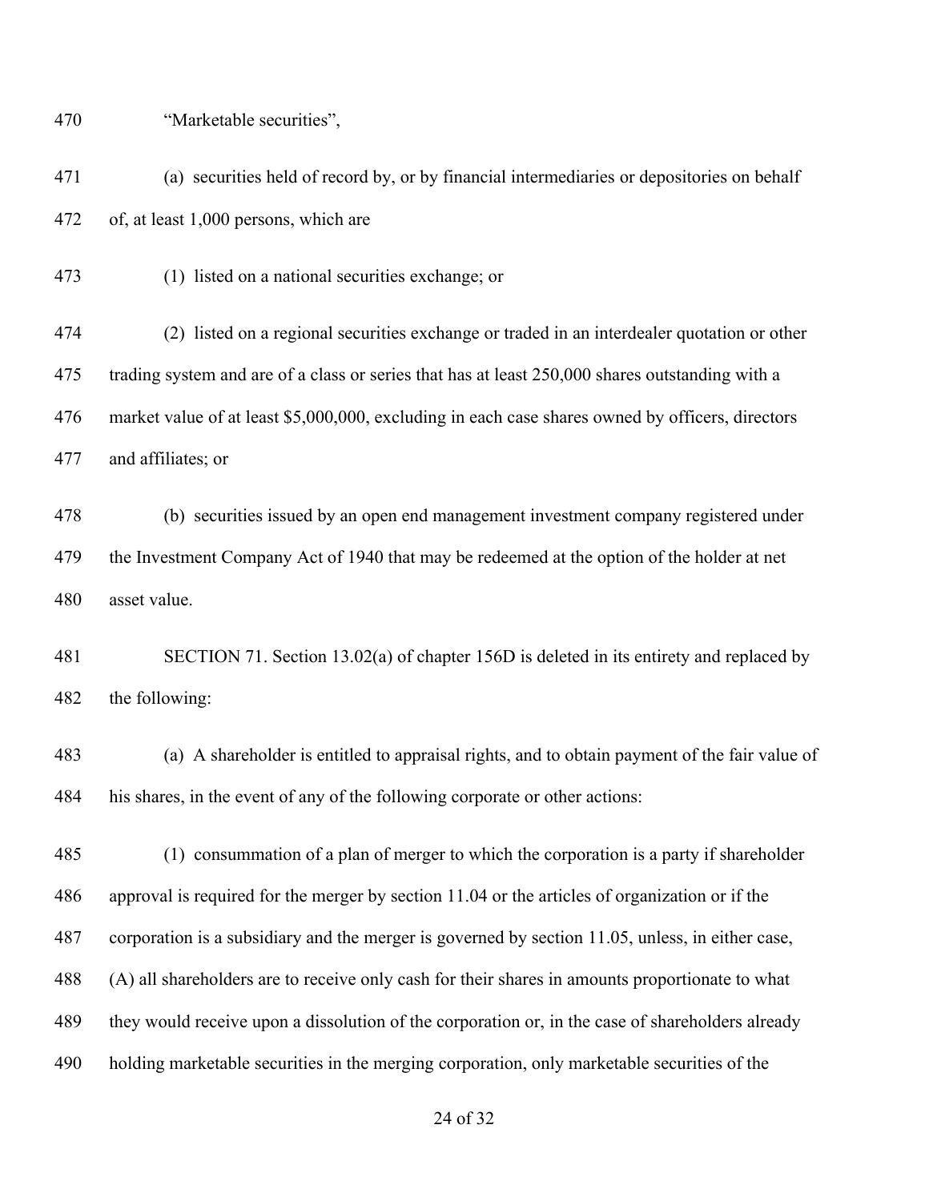"Marketable securities",

(a) securities held of record by, or by financial intermediaries or depositories on behalf of, at least 1,000 persons, which are

(1) listed on a national securities exchange; or

(2) listed on a regional securities exchange or traded in an interdealer quotation or other trading system and are of a class or series that has at least 250,000 shares outstanding with a market value of at least $5,000,000, excluding in each case shares owned by officers, directors and affiliates; or

(b) securities issued by an open end management investment company registered under the Investment Company Act of 1940 that may be redeemed at the option of the holder at net asset value.

SECTION 71. Section 13.02(a) of chapter 156D is deleted in its entirety and replaced by the following:

(a) A shareholder is entitled to appraisal rights, and to obtain payment of the fair value of his shares, in the event of any of the following corporate or other actions:

(1) consummation of a plan of merger to which the corporation is a party if shareholder approval is required for the merger by section 11.04 or the articles of organization or if the corporation is a subsidiary and the merger is governed by section 11.05, unless, in either case, (A) all shareholders are to receive only cash for their shares in amounts proportionate to what they would receive upon a dissolution of the corporation or, in the case of shareholders already holding marketable securities in the merging corporation, only marketable securities of the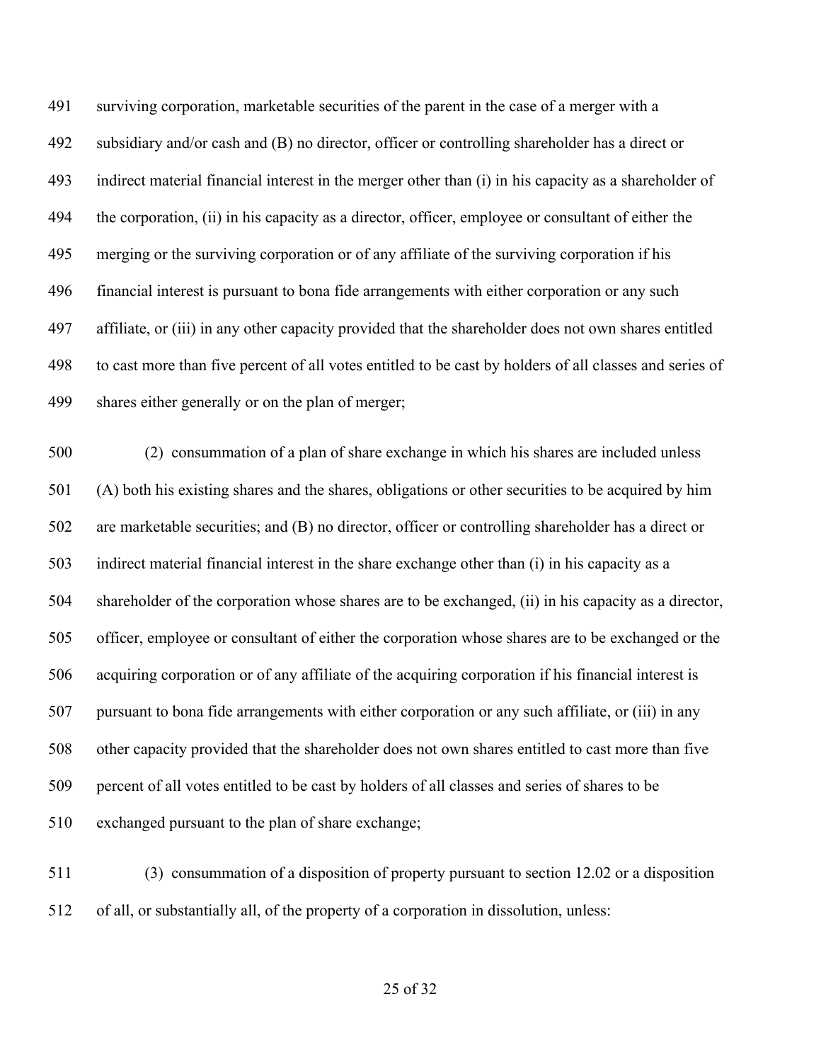surviving corporation, marketable securities of the parent in the case of a merger with a subsidiary and/or cash and (B) no director, officer or controlling shareholder has a direct or indirect material financial interest in the merger other than (i) in his capacity as a shareholder of the corporation, (ii) in his capacity as a director, officer, employee or consultant of either the merging or the surviving corporation or of any affiliate of the surviving corporation if his financial interest is pursuant to bona fide arrangements with either corporation or any such affiliate, or (iii) in any other capacity provided that the shareholder does not own shares entitled to cast more than five percent of all votes entitled to be cast by holders of all classes and series of shares either generally or on the plan of merger;

(2) consummation of a plan of share exchange in which his shares are included unless (A) both his existing shares and the shares, obligations or other securities to be acquired by him are marketable securities; and (B) no director, officer or controlling shareholder has a direct or indirect material financial interest in the share exchange other than (i) in his capacity as a shareholder of the corporation whose shares are to be exchanged, (ii) in his capacity as a director, officer, employee or consultant of either the corporation whose shares are to be exchanged or the acquiring corporation or of any affiliate of the acquiring corporation if his financial interest is pursuant to bona fide arrangements with either corporation or any such affiliate, or (iii) in any other capacity provided that the shareholder does not own shares entitled to cast more than five percent of all votes entitled to be cast by holders of all classes and series of shares to be exchanged pursuant to the plan of share exchange;

(3) consummation of a disposition of property pursuant to section 12.02 or a disposition of all, or substantially all, of the property of a corporation in dissolution, unless: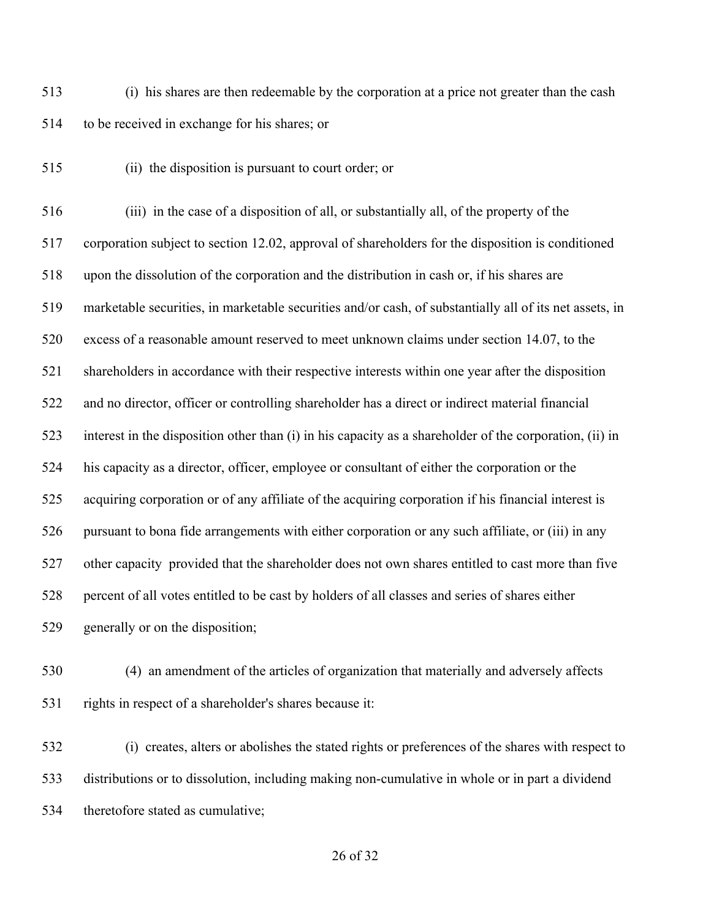(i) his shares are then redeemable by the corporation at a price not greater than the cash to be received in exchange for his shares; or

(ii) the disposition is pursuant to court order; or

(iii) in the case of a disposition of all, or substantially all, of the property of the corporation subject to section 12.02, approval of shareholders for the disposition is conditioned upon the dissolution of the corporation and the distribution in cash or, if his shares are marketable securities, in marketable securities and/or cash, of substantially all of its net assets, in excess of a reasonable amount reserved to meet unknown claims under section 14.07, to the shareholders in accordance with their respective interests within one year after the disposition and no director, officer or controlling shareholder has a direct or indirect material financial interest in the disposition other than (i) in his capacity as a shareholder of the corporation, (ii) in his capacity as a director, officer, employee or consultant of either the corporation or the acquiring corporation or of any affiliate of the acquiring corporation if his financial interest is pursuant to bona fide arrangements with either corporation or any such affiliate, or (iii) in any other capacity provided that the shareholder does not own shares entitled to cast more than five percent of all votes entitled to be cast by holders of all classes and series of shares either generally or on the disposition;

(4) an amendment of the articles of organization that materially and adversely affects rights in respect of a shareholder's shares because it:

(i) creates, alters or abolishes the stated rights or preferences of the shares with respect to distributions or to dissolution, including making non-cumulative in whole or in part a dividend theretofore stated as cumulative;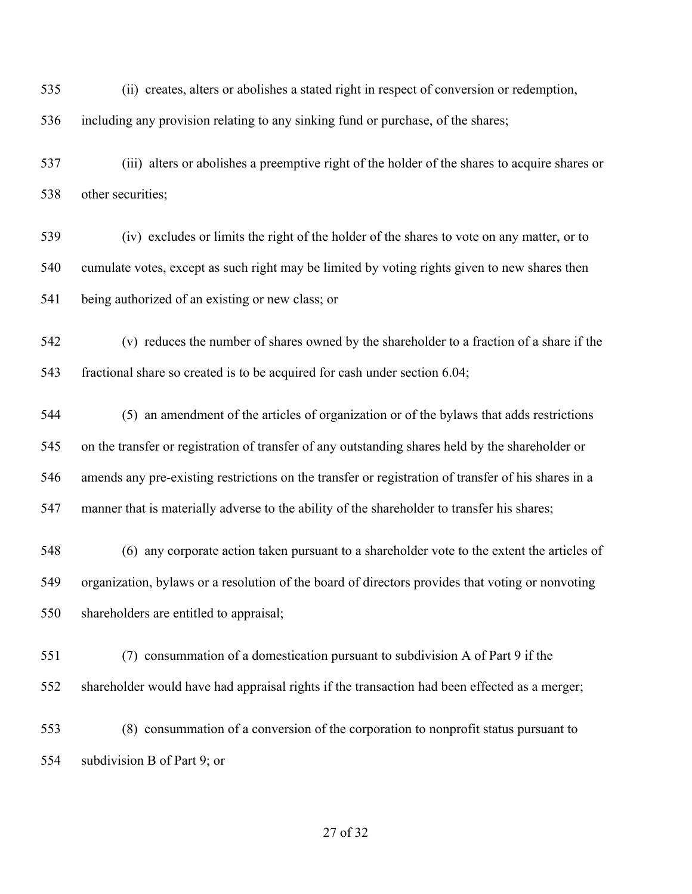(ii) creates, alters or abolishes a stated right in respect of conversion or redemption, including any provision relating to any sinking fund or purchase, of the shares;

(iii) alters or abolishes a preemptive right of the holder of the shares to acquire shares or other securities;

(iv) excludes or limits the right of the holder of the shares to vote on any matter, or to cumulate votes, except as such right may be limited by voting rights given to new shares then being authorized of an existing or new class; or

(v) reduces the number of shares owned by the shareholder to a fraction of a share if the fractional share so created is to be acquired for cash under section 6.04;

(5) an amendment of the articles of organization or of the bylaws that adds restrictions on the transfer or registration of transfer of any outstanding shares held by the shareholder or amends any pre-existing restrictions on the transfer or registration of transfer of his shares in a manner that is materially adverse to the ability of the shareholder to transfer his shares;

(6) any corporate action taken pursuant to a shareholder vote to the extent the articles of organization, bylaws or a resolution of the board of directors provides that voting or nonvoting shareholders are entitled to appraisal;

(7) consummation of a domestication pursuant to subdivision A of Part 9 if the shareholder would have had appraisal rights if the transaction had been effected as a merger;

(8) consummation of a conversion of the corporation to nonprofit status pursuant to subdivision B of Part 9; or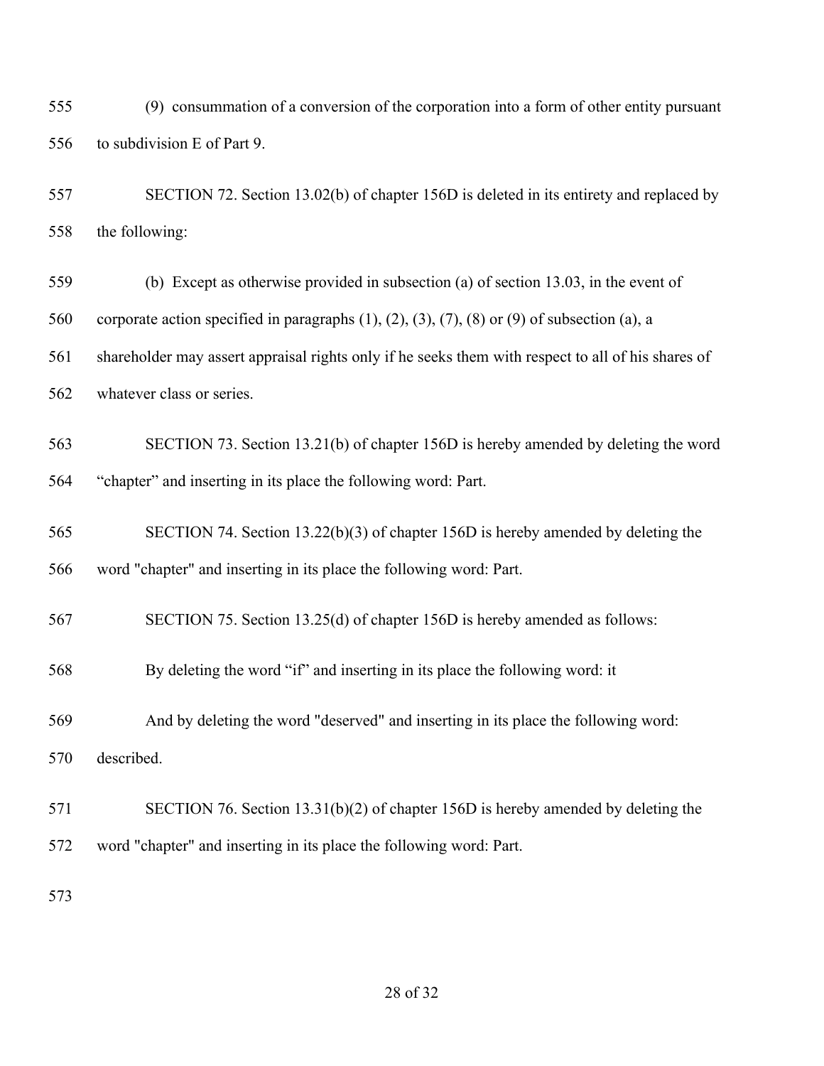(9) consummation of a conversion of the corporation into a form of other entity pursuant to subdivision E of Part 9.

SECTION 72. Section 13.02(b) of chapter 156D is deleted in its entirety and replaced by the following:

(b) Except as otherwise provided in subsection (a) of section 13.03, in the event of corporate action specified in paragraphs (1), (2), (3), (7), (8) or (9) of subsection (a), a shareholder may assert appraisal rights only if he seeks them with respect to all of his shares of whatever class or series.

SECTION 73. Section 13.21(b) of chapter 156D is hereby amended by deleting the word “chapter” and inserting in its place the following word: Part.

SECTION 74. Section 13.22(b)(3) of chapter 156D is hereby amended by deleting the word "chapter" and inserting in its place the following word: Part.

SECTION 75. Section 13.25(d) of chapter 156D is hereby amended as follows:

By deleting the word “if” and inserting in its place the following word: it

And by deleting the word "deserved" and inserting in its place the following word: described.

SECTION 76. Section 13.31(b)(2) of chapter 156D is hereby amended by deleting the word "chapter" and inserting in its place the following word: Part.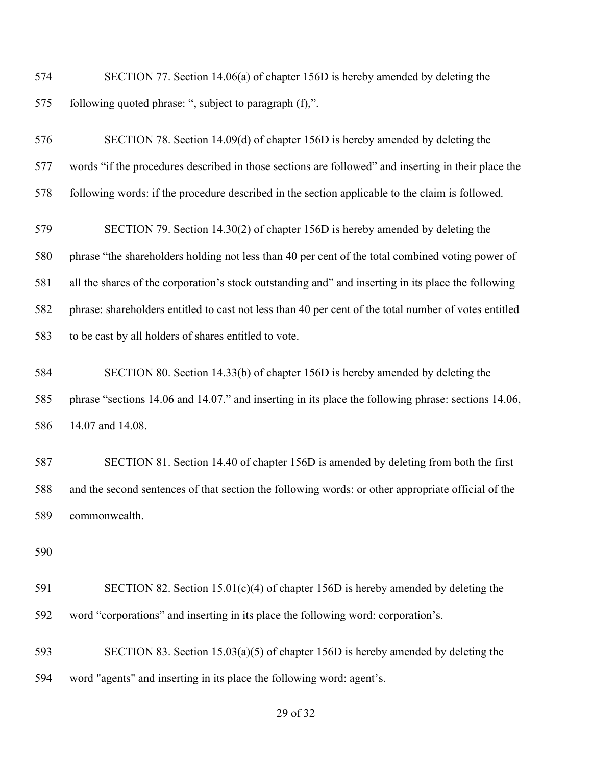SECTION 77. Section 14.06(a) of chapter 156D is hereby amended by deleting the following quoted phrase: ", subject to paragraph (f),".

SECTION 78. Section 14.09(d) of chapter 156D is hereby amended by deleting the words "if the procedures described in those sections are followed" and inserting in their place the following words: if the procedure described in the section applicable to the claim is followed.

SECTION 79. Section 14.30(2) of chapter 156D is hereby amended by deleting the phrase "the shareholders holding not less than 40 per cent of the total combined voting power of all the shares of the corporation's stock outstanding and" and inserting in its place the following phrase: shareholders entitled to cast not less than 40 per cent of the total number of votes entitled to be cast by all holders of shares entitled to vote.

SECTION 80. Section 14.33(b) of chapter 156D is hereby amended by deleting the phrase "sections 14.06 and 14.07." and inserting in its place the following phrase: sections 14.06, 14.07 and 14.08.

SECTION 81. Section 14.40 of chapter 156D is amended by deleting from both the first and the second sentences of that section the following words: or other appropriate official of the commonwealth.

SECTION 82. Section 15.01(c)(4) of chapter 156D is hereby amended by deleting the word "corporations" and inserting in its place the following word: corporation's.

SECTION 83. Section 15.03(a)(5) of chapter 156D is hereby amended by deleting the word "agents" and inserting in its place the following word: agent's.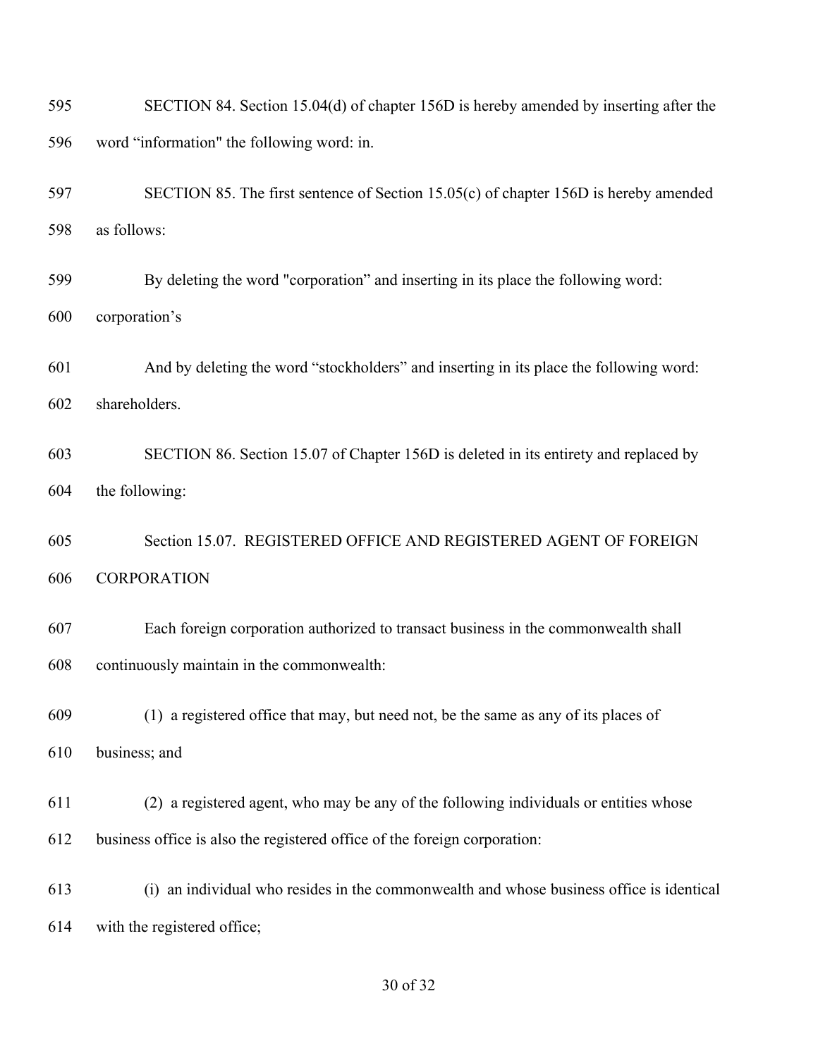SECTION 84. Section 15.04(d) of chapter 156D is hereby amended by inserting after the word "information" the following word: in.

SECTION 85. The first sentence of Section 15.05(c) of chapter 156D is hereby amended as follows:

By deleting the word "corporation" and inserting in its place the following word: corporation's

And by deleting the word "stockholders" and inserting in its place the following word: shareholders.

SECTION 86. Section 15.07 of Chapter 156D is deleted in its entirety and replaced by the following:

Section 15.07. REGISTERED OFFICE AND REGISTERED AGENT OF FOREIGN CORPORATION

Each foreign corporation authorized to transact business in the commonwealth shall continuously maintain in the commonwealth:

(1) a registered office that may, but need not, be the same as any of its places of business; and

(2) a registered agent, who may be any of the following individuals or entities whose business office is also the registered office of the foreign corporation:

(i) an individual who resides in the commonwealth and whose business office is identical with the registered office;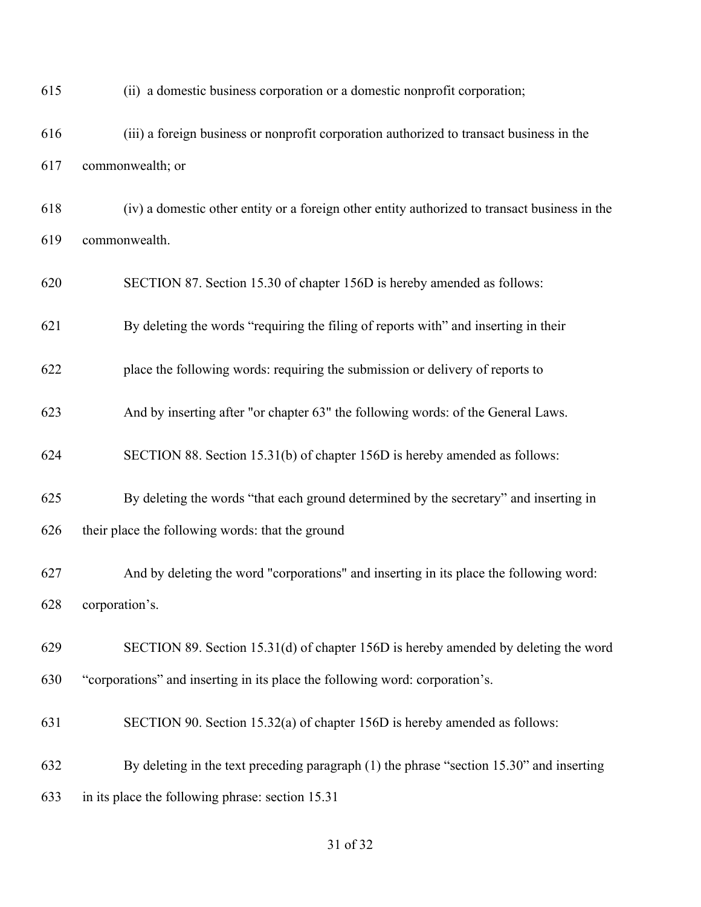(ii) a domestic business corporation or a domestic nonprofit corporation;

(iii) a foreign business or nonprofit corporation authorized to transact business in the commonwealth; or

(iv) a domestic other entity or a foreign other entity authorized to transact business in the commonwealth.

SECTION 87. Section 15.30 of chapter 156D is hereby amended as follows:

By deleting the words "requiring the filing of reports with" and inserting in their place the following words: requiring the submission or delivery of reports to

And by inserting after "or chapter 63" the following words: of the General Laws.

SECTION 88. Section 15.31(b) of chapter 156D is hereby amended as follows:

By deleting the words "that each ground determined by the secretary" and inserting in their place the following words: that the ground

And by deleting the word "corporations" and inserting in its place the following word: corporation's.

SECTION 89. Section 15.31(d) of chapter 156D is hereby amended by deleting the word "corporations" and inserting in its place the following word: corporation's.

SECTION 90. Section 15.32(a) of chapter 156D is hereby amended as follows:

By deleting in the text preceding paragraph (1) the phrase "section 15.30" and inserting in its place the following phrase: section 15.31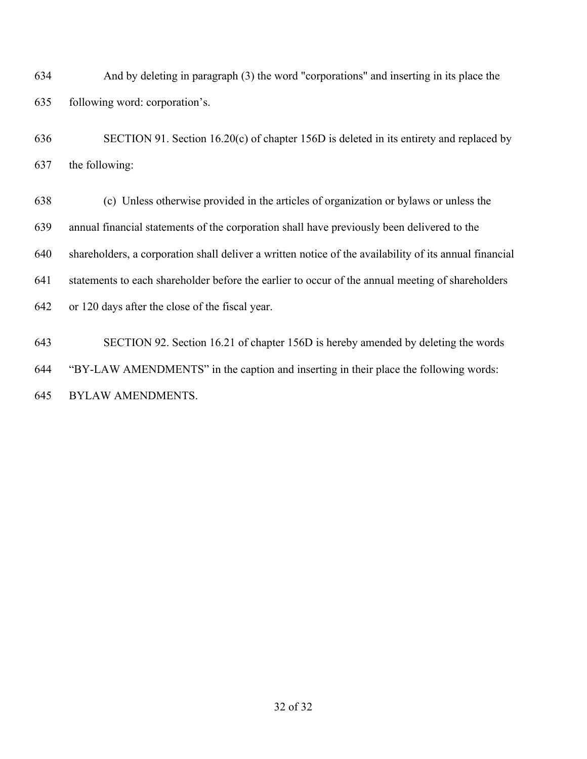And by deleting in paragraph (3) the word "corporations" and inserting in its place the following word: corporation's.

SECTION 91. Section 16.20(c) of chapter 156D is deleted in its entirety and replaced by the following:

(c) Unless otherwise provided in the articles of organization or bylaws or unless the annual financial statements of the corporation shall have previously been delivered to the shareholders, a corporation shall deliver a written notice of the availability of its annual financial statements to each shareholder before the earlier to occur of the annual meeting of shareholders or 120 days after the close of the fiscal year.

SECTION 92. Section 16.21 of chapter 156D is hereby amended by deleting the words "BY-LAW AMENDMENTS" in the caption and inserting in their place the following words: BYLAW AMENDMENTS.